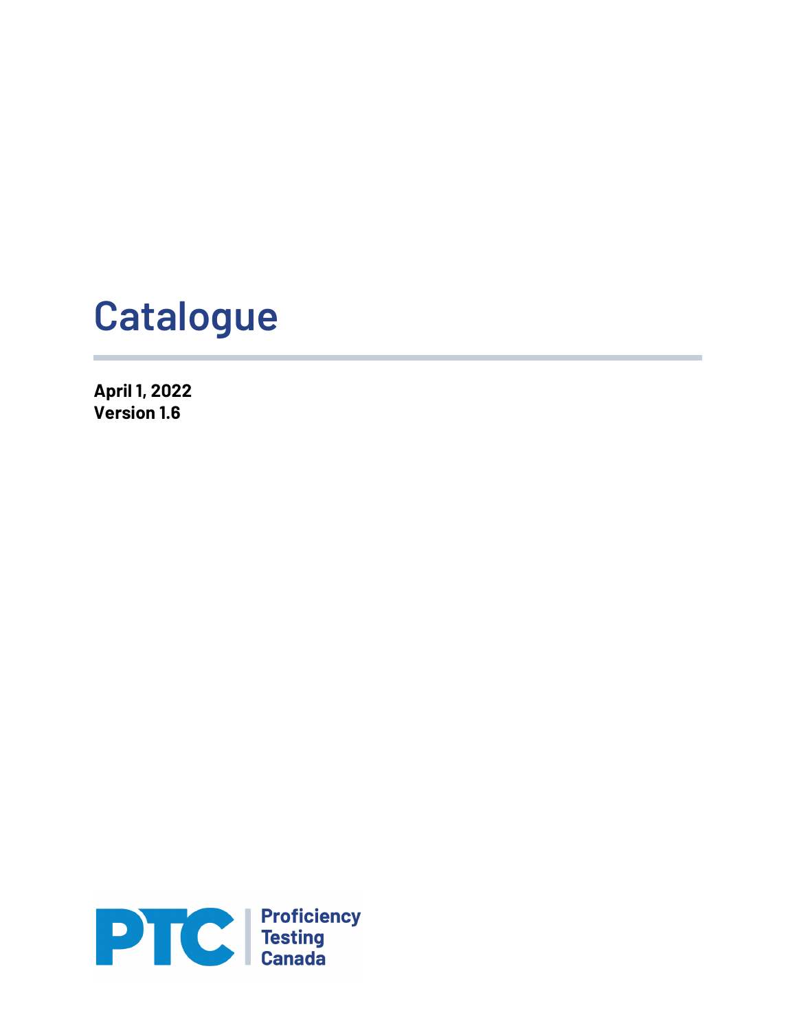# Catalogue

**April 1, 2022**
**Version 1.6**

PTC | Proficiency Testing Canada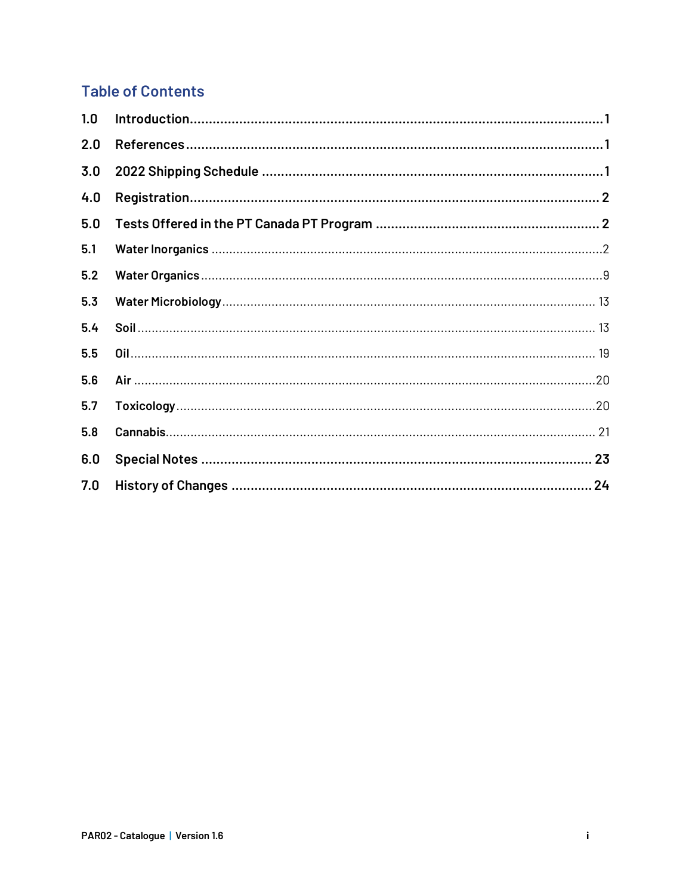## Table of Contents

| | | |
|---|---|---|
| 1.0 | Introduction | 1 |
| 2.0 | References | 1 |
| 3.0 | 2022 Shipping Schedule | 1 |
| 4.0 | Registration | 2 |
| 5.0 | Tests Offered in the PT Canada PT Program | 2 |
| 5.1 | Water Inorganics | 2 |
| 5.2 | Water Organics | 9 |
| 5.3 | Water Microbiology | 13 |
| 5.4 | Soil | 13 |
| 5.5 | Oil | 19 |
| 5.6 | Air | 20 |
| 5.7 | Toxicology | 20 |
| 5.8 | Cannabis | 21 |
| 6.0 | Special Notes | 23 |
| 7.0 | History of Changes | 24 |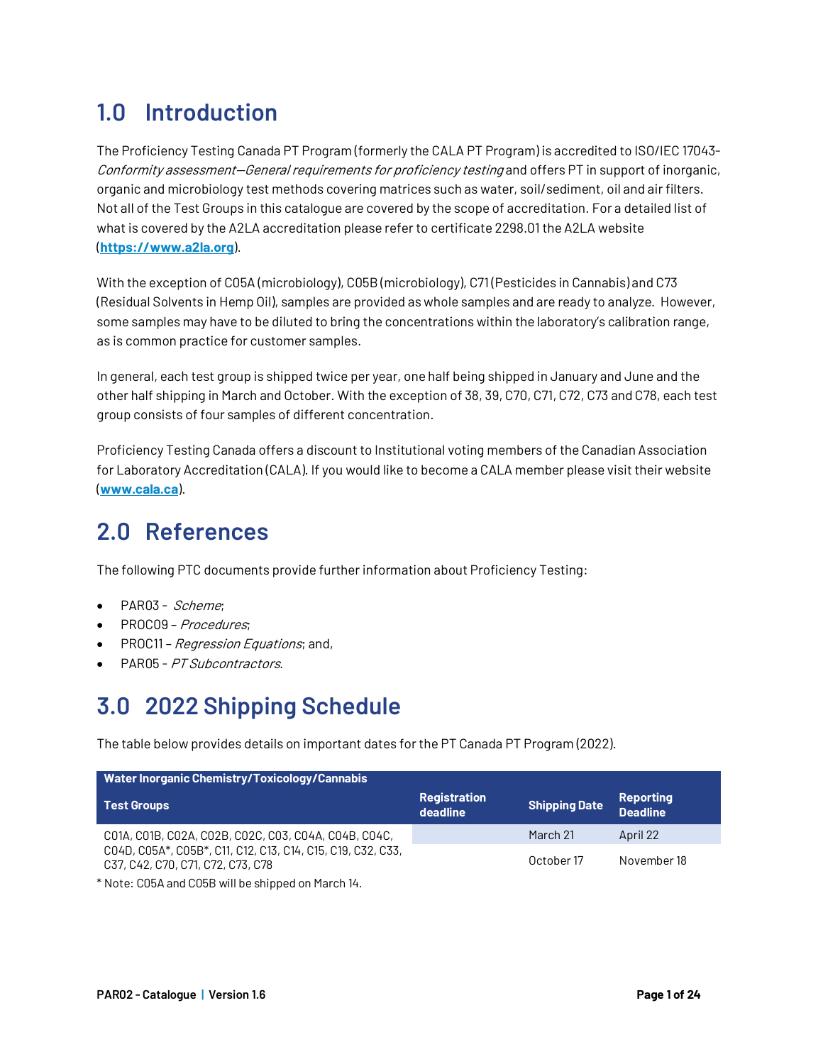# 1.0 Introduction

The Proficiency Testing Canada PT Program (formerly the CALA PT Program) is accredited to ISO/IEC 17043- *Conformity assessment—General requirements for proficiency testing* and offers PT in support of inorganic, organic and microbiology test methods covering matrices such as water, soil/sediment, oil and air filters. Not all of the Test Groups in this catalogue are covered by the scope of accreditation. For a detailed list of what is covered by the A2LA accreditation please refer to certificate 2298.01 the A2LA website (**https://www.a2la.org**).

With the exception of C05A (microbiology), C05B (microbiology), C71 (Pesticides in Cannabis) and C73 (Residual Solvents in Hemp Oil), samples are provided as whole samples and are ready to analyze. However, some samples may have to be diluted to bring the concentrations within the laboratory's calibration range, as is common practice for customer samples.

In general, each test group is shipped twice per year, one half being shipped in January and June and the other half shipping in March and October. With the exception of 38, 39, C70, C71, C72, C73 and C78, each test group consists of four samples of different concentration.

Proficiency Testing Canada offers a discount to Institutional voting members of the Canadian Association for Laboratory Accreditation (CALA). If you would like to become a CALA member please visit their website (**www.cala.ca**).

# 2.0 References

The following PTC documents provide further information about Proficiency Testing:

- PAR03 - *Scheme*;
- PROC09 – *Procedures*;
- PROC11 – *Regression Equations*; and,
- PAR05 - *PT Subcontractors*.

# 3.0 2022 Shipping Schedule

The table below provides details on important dates for the PT Canada PT Program (2022).

| **Water Inorganic Chemistry/Toxicology/Cannabis** | | | |
|---|---|---|---|
| **Test Groups** | **Registration deadline** | **Shipping Date** | **Reporting Deadline** |
| C01A, C01B, C02A, C02B, C02C, C03, C04A, C04B, C04C, C04D, C05A*, C05B*, C11, C12, C13, C14, C15, C19, C32, C33, C37, C42, C70, C71, C72, C73, C78 | | March 21 | April 22 |
| | | October 17 | November 18 |

\* Note: C05A and C05B will be shipped on March 14.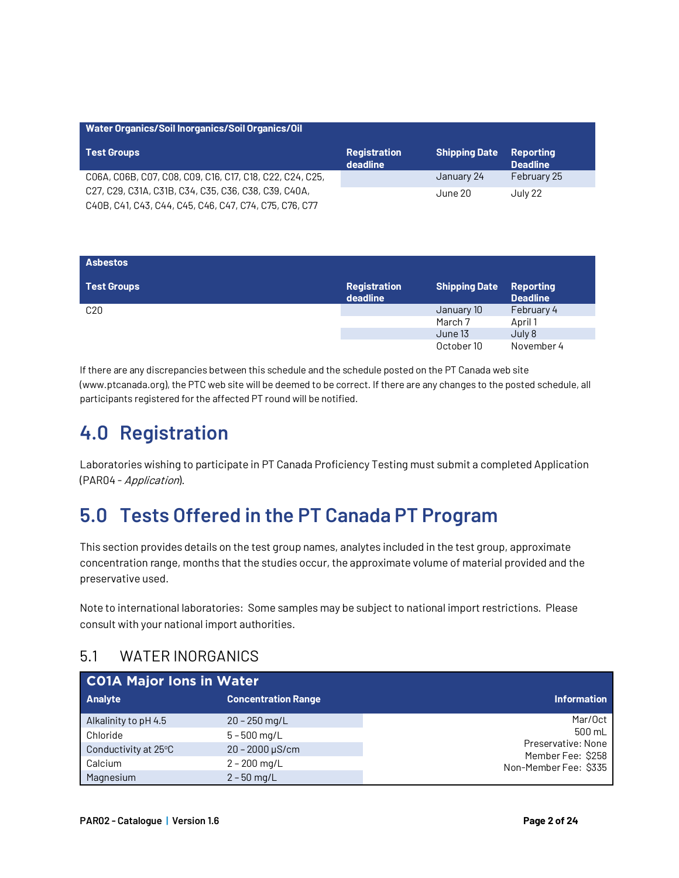| Water Organics/Soil Inorganics/Soil Organics/Oil | | | |
|---|---|---|---|
| **Test Groups** | **Registration deadline** | **Shipping Date** | **Reporting Deadline** |
| C06A, C06B, C07, C08, C09, C16, C17, C18, C22, C24, C25, C27, C29, C31A, C31B, C34, C35, C36, C38, C39, C40A, C40B, C41, C43, C44, C45, C46, C47, C74, C75, C76, C77 | | January 24 | February 25 |
| | | June 20 | July 22 |

| Asbestos | | | |
|---|---|---|---|
| **Test Groups** | **Registration deadline** | **Shipping Date** | **Reporting Deadline** |
| C20 | | January 10 | February 4 |
| | | March 7 | April 1 |
| | | June 13 | July 8 |
| | | October 10 | November 4 |

If there are any discrepancies between this schedule and the schedule posted on the PT Canada web site (www.ptcanada.org), the PTC web site will be deemed to be correct. If there are any changes to the posted schedule, all participants registered for the affected PT round will be notified.

# 4.0 Registration

Laboratories wishing to participate in PT Canada Proficiency Testing must submit a completed Application (PAR04 - *Application*).

# 5.0 Tests Offered in the PT Canada PT Program

This section provides details on the test group names, analytes included in the test group, approximate concentration range, months that the studies occur, the approximate volume of material provided and the preservative used.

Note to international laboratories: Some samples may be subject to national import restrictions. Please consult with your national import authorities.

## 5.1 WATER INORGANICS

| C01A Major Ions in Water | | |
|---|---|---|
| **Analyte** | **Concentration Range** | **Information** |
| Alkalinity to pH 4.5 | 20 – 250 mg/L | Mar/Oct |
| Chloride | 5 – 500 mg/L | 500 mL |
| Conductivity at 25°C | 20 – 2000 µS/cm | Preservative: None |
| Calcium | 2 – 200 mg/L | Member Fee: $258 |
| Magnesium | 2 – 50 mg/L | Non-Member Fee: $335 |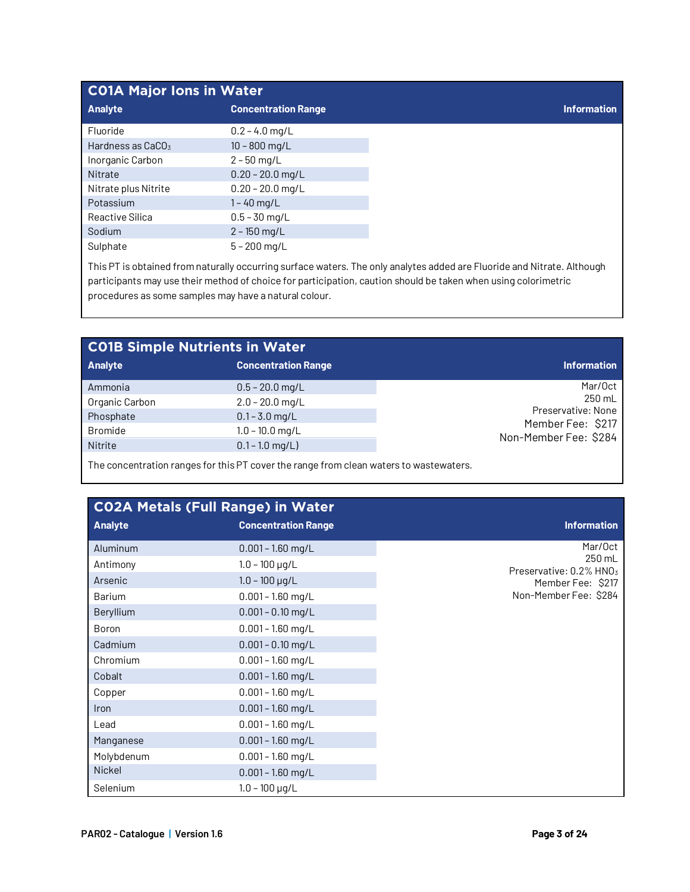## C01A Major Ions in Water

| Analyte | Concentration Range | Information |
|---|---|---|
| Fluoride | 0.2 – 4.0 mg/L | |
| Hardness as $CaCO_3$ | 10 – 800 mg/L | |
| Inorganic Carbon | 2 – 50 mg/L | |
| Nitrate | 0.20 – 20.0 mg/L | |
| Nitrate plus Nitrite | 0.20 – 20.0 mg/L | |
| Potassium | 1 – 40 mg/L | |
| Reactive Silica | 0.5 – 30 mg/L | |
| Sodium | 2 – 150 mg/L | |
| Sulphate | 5 – 200 mg/L | |

This PT is obtained from naturally occurring surface waters. The only analytes added are Fluoride and Nitrate. Although participants may use their method of choice for participation, caution should be taken when using colorimetric procedures as some samples may have a natural colour.

## C01B Simple Nutrients in Water

| Analyte | Concentration Range | Information |
|---|---|---|
| Ammonia | 0.5 – 20.0 mg/L | Mar/Oct |
| Organic Carbon | 2.0 – 20.0 mg/L | 250 mL |
| Phosphate | 0.1 – 3.0 mg/L | Preservative: None |
| Bromide | 1.0 – 10.0 mg/L | Member Fee: $217 |
| Nitrite | 0.1 – 1.0 mg/L) | Non-Member Fee: $284 |

The concentration ranges for this PT cover the range from clean waters to wastewaters.

## C02A Metals (Full Range) in Water

| Analyte | Concentration Range | Information |
|---|---|---|
| Aluminum | 0.001 – 1.60 mg/L | Mar/Oct |
| Antimony | 1.0 – 100 µg/L | 250 mL |
| Arsenic | 1.0 – 100 µg/L | Preservative: 0.2% $HNO_3$ |
| Barium | 0.001 – 1.60 mg/L | Member Fee: $217 |
| Beryllium | 0.001 – 0.10 mg/L | Non-Member Fee: $284 |
| Boron | 0.001 – 1.60 mg/L | |
| Cadmium | 0.001 – 0.10 mg/L | |
| Chromium | 0.001 – 1.60 mg/L | |
| Cobalt | 0.001 – 1.60 mg/L | |
| Copper | 0.001 – 1.60 mg/L | |
| Iron | 0.001 – 1.60 mg/L | |
| Lead | 0.001 – 1.60 mg/L | |
| Manganese | 0.001 – 1.60 mg/L | |
| Molybdenum | 0.001 – 1.60 mg/L | |
| Nickel | 0.001 – 1.60 mg/L | |
| Selenium | 1.0 – 100 µg/L | |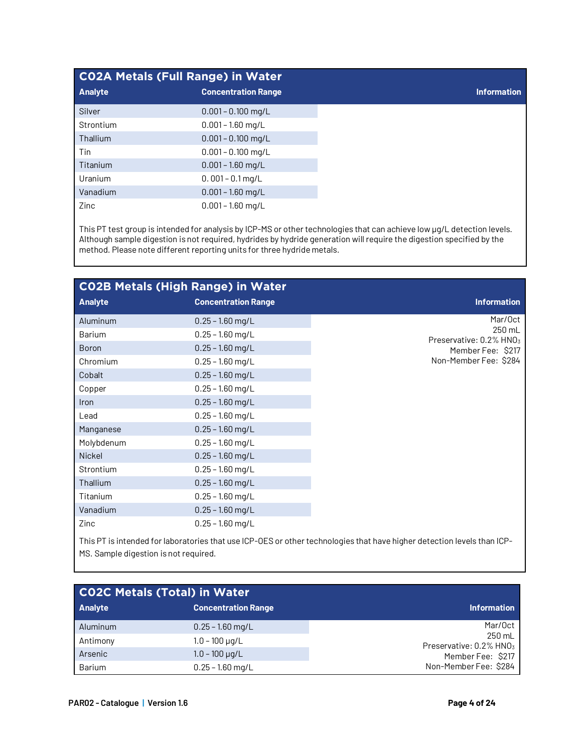## C02A Metals (Full Range) in Water

| Analyte | Concentration Range | Information |
|---|---|---|
| Silver | 0.001 – 0.100 mg/L | |
| Strontium | 0.001 – 1.60 mg/L | |
| Thallium | 0.001 – 0.100 mg/L | |
| Tin | 0.001 – 0.100 mg/L | |
| Titanium | 0.001 – 1.60 mg/L | |
| Uranium | 0. 001 – 0.1 mg/L | |
| Vanadium | 0.001 – 1.60 mg/L | |
| Zinc | 0.001 – 1.60 mg/L | |

This PT test group is intended for analysis by ICP-MS or other technologies that can achieve low µg/L detection levels. Although sample digestion is not required, hydrides by hydride generation will require the digestion specified by the method. Please note different reporting units for three hydride metals.

## C02B Metals (High Range) in Water

| Analyte | Concentration Range | Information |
|---|---|---|
| Aluminum | 0.25 – 1.60 mg/L | Mar/Oct<br>250 mL<br>Preservative: 0.2% $HNO_3$<br>Member Fee: $217<br>Non-Member Fee: $284 |
| Barium | 0.25 – 1.60 mg/L | |
| Boron | 0.25 – 1.60 mg/L | |
| Chromium | 0.25 – 1.60 mg/L | |
| Cobalt | 0.25 – 1.60 mg/L | |
| Copper | 0.25 – 1.60 mg/L | |
| Iron | 0.25 – 1.60 mg/L | |
| Lead | 0.25 – 1.60 mg/L | |
| Manganese | 0.25 – 1.60 mg/L | |
| Molybdenum | 0.25 – 1.60 mg/L | |
| Nickel | 0.25 – 1.60 mg/L | |
| Strontium | 0.25 – 1.60 mg/L | |
| Thallium | 0.25 – 1.60 mg/L | |
| Titanium | 0.25 – 1.60 mg/L | |
| Vanadium | 0.25 – 1.60 mg/L | |
| Zinc | 0.25 – 1.60 mg/L | |

This PT is intended for laboratories that use ICP-OES or other technologies that have higher detection levels than ICP-MS. Sample digestion is not required.

## C02C Metals (Total) in Water

| Analyte | Concentration Range | Information |
|---|---|---|
| Aluminum | 0.25 – 1.60 mg/L | Mar/Oct<br>250 mL<br>Preservative: 0.2% $HNO_3$<br>Member Fee: $217<br>Non-Member Fee: $284 |
| Antimony | 1.0 – 100 µg/L | |
| Arsenic | 1.0 – 100 µg/L | |
| Barium | 0.25 – 1.60 mg/L | |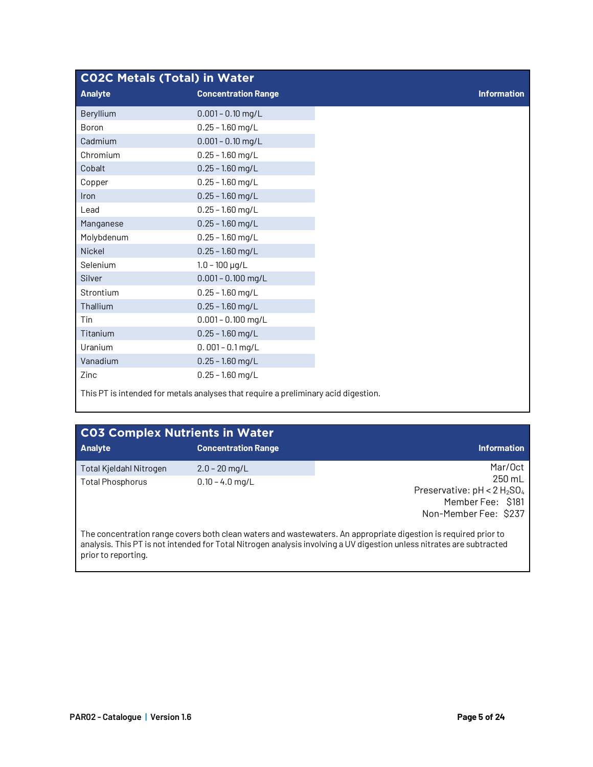## C02C Metals (Total) in Water

| Analyte | Concentration Range | Information |
|---|---|---|
| Beryllium | 0.001 – 0.10 mg/L | |
| Boron | 0.25 – 1.60 mg/L | |
| Cadmium | 0.001 – 0.10 mg/L | |
| Chromium | 0.25 – 1.60 mg/L | |
| Cobalt | 0.25 – 1.60 mg/L | |
| Copper | 0.25 – 1.60 mg/L | |
| Iron | 0.25 – 1.60 mg/L | |
| Lead | 0.25 – 1.60 mg/L | |
| Manganese | 0.25 – 1.60 mg/L | |
| Molybdenum | 0.25 – 1.60 mg/L | |
| Nickel | 0.25 – 1.60 mg/L | |
| Selenium | 1.0 – 100 µg/L | |
| Silver | 0.001 – 0.100 mg/L | |
| Strontium | 0.25 – 1.60 mg/L | |
| Thallium | 0.25 – 1.60 mg/L | |
| Tin | 0.001 – 0.100 mg/L | |
| Titanium | 0.25 – 1.60 mg/L | |
| Uranium | 0. 001 – 0.1 mg/L | |
| Vanadium | 0.25 – 1.60 mg/L | |
| Zinc | 0.25 – 1.60 mg/L | |

This PT is intended for metals analyses that require a preliminary acid digestion.

## C03 Complex Nutrients in Water

| Analyte | Concentration Range | Information |
|---|---|---|
| Total Kjeldahl Nitrogen | 2.0 – 20 mg/L | Mar/Oct<br>250 mL<br>Preservative: pH < 2 $H_2SO_4$<br>Member Fee: $181<br>Non-Member Fee: $237 |
| Total Phosphorus | 0.10 – 4.0 mg/L | |

The concentration range covers both clean waters and wastewaters. An appropriate digestion is required prior to analysis. This PT is not intended for Total Nitrogen analysis involving a UV digestion unless nitrates are subtracted prior to reporting.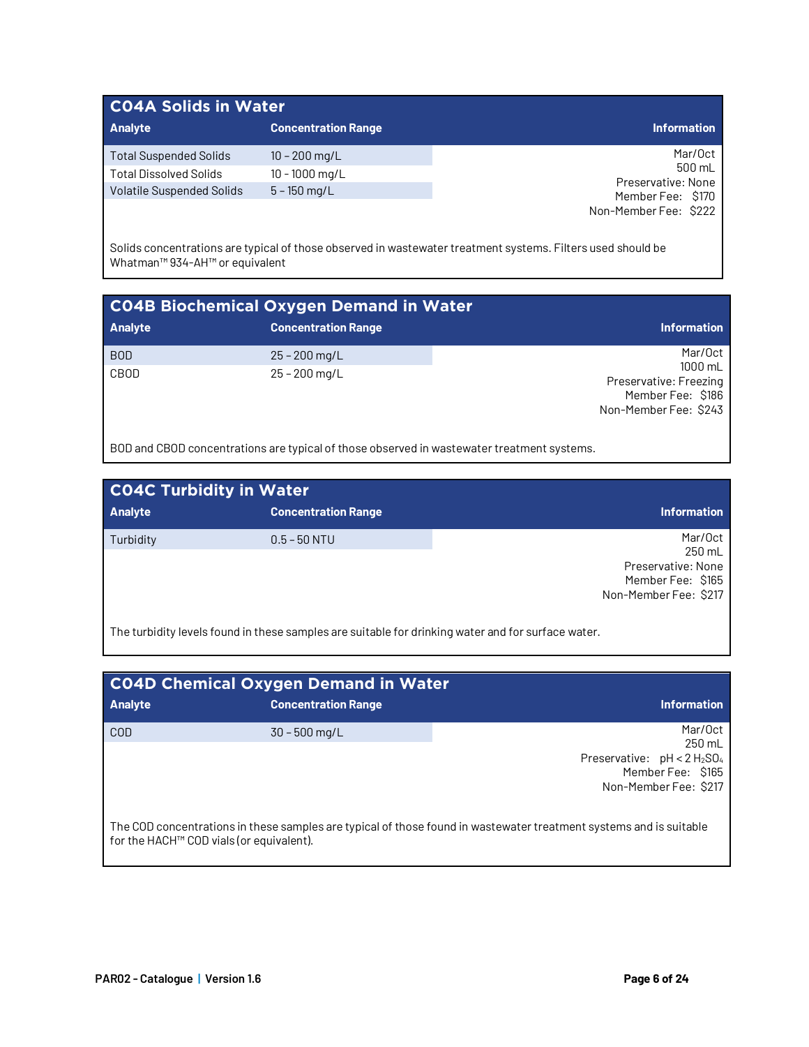## C04A Solids in Water

| Analyte | Concentration Range | Information |
| --- | --- | --- |
| Total Suspended Solids | 10 – 200 mg/L | Mar/Oct<br>500 mL<br>Preservative: None<br>Member Fee: $170<br>Non-Member Fee: $222 |
| Total Dissolved Solids | 10 - 1000 mg/L | |
| Volatile Suspended Solids | 5 – 150 mg/L | |

Solids concentrations are typical of those observed in wastewater treatment systems. Filters used should be Whatman™ 934-AH™ or equivalent

## C04B Biochemical Oxygen Demand in Water

| Analyte | Concentration Range | Information |
| --- | --- | --- |
| BOD | 25 – 200 mg/L | Mar/Oct<br>1000 mL<br>Preservative: Freezing<br>Member Fee: $186<br>Non-Member Fee: $243 |
| CBOD | 25 – 200 mg/L | |

BOD and CBOD concentrations are typical of those observed in wastewater treatment systems.

## C04C Turbidity in Water

| Analyte | Concentration Range | Information |
| --- | --- | --- |
| Turbidity | 0.5 – 50 NTU | Mar/Oct<br>250 mL<br>Preservative: None<br>Member Fee: $165<br>Non-Member Fee: $217 |

The turbidity levels found in these samples are suitable for drinking water and for surface water.

## C04D Chemical Oxygen Demand in Water

| Analyte | Concentration Range | Information |
| --- | --- | --- |
| COD | 30 – 500 mg/L | Mar/Oct<br>250 mL<br>Preservative: pH < 2 $H_2SO_4$<br>Member Fee: $165<br>Non-Member Fee: $217 |

The COD concentrations in these samples are typical of those found in wastewater treatment systems and is suitable for the HACH™ COD vials (or equivalent).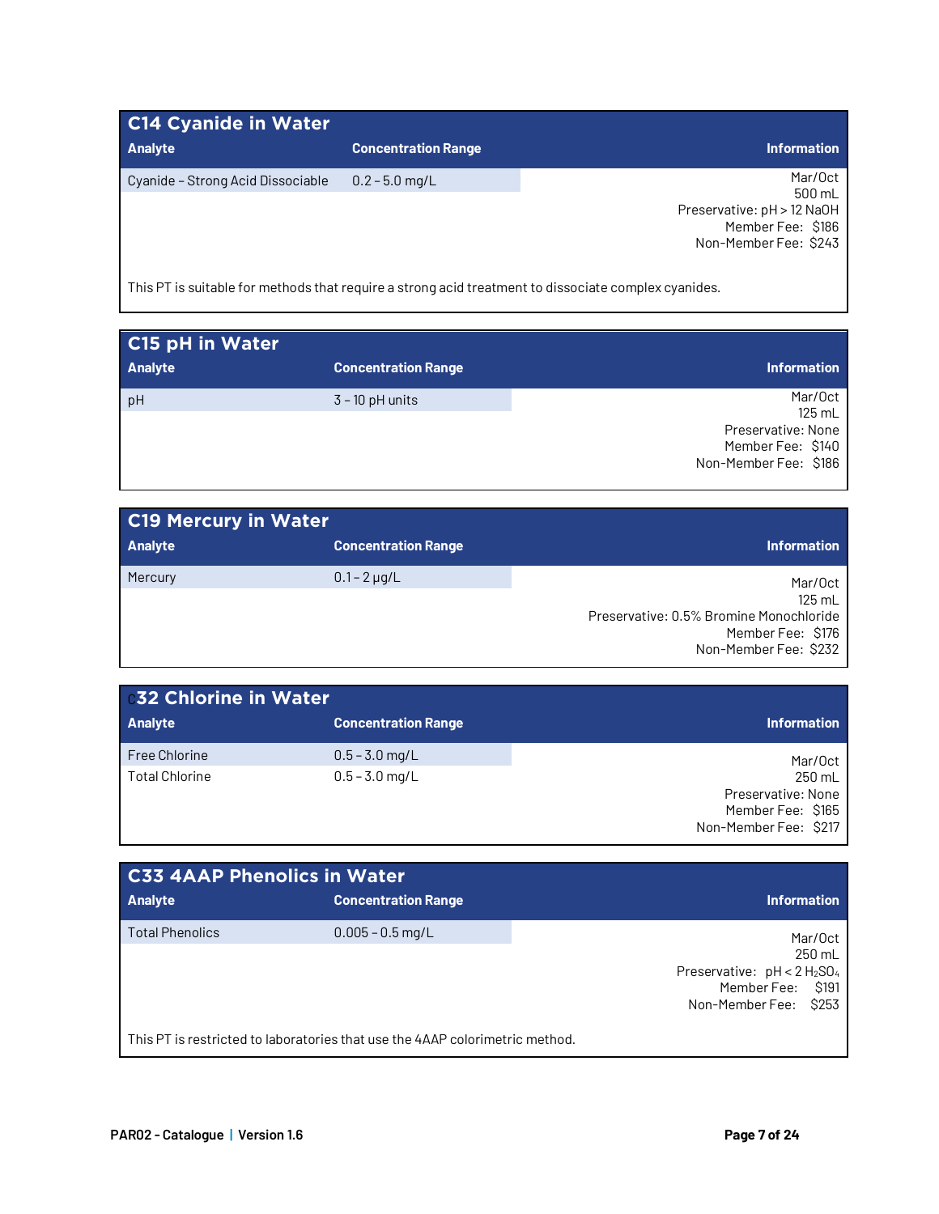## C14 Cyanide in Water

| Analyte | Concentration Range | Information |
|---|---|---|
| Cyanide – Strong Acid Dissociable | 0.2 – 5.0 mg/L | Mar/Oct<br>500 mL<br>Preservative: pH > 12 NaOH<br>Member Fee: $186<br>Non-Member Fee: $243 |

This PT is suitable for methods that require a strong acid treatment to dissociate complex cyanides.

## C15 pH in Water

| Analyte | Concentration Range | Information |
|---|---|---|
| pH | 3 – 10 pH units | Mar/Oct<br>125 mL<br>Preservative: None<br>Member Fee: $140<br>Non-Member Fee: $186 |

## C19 Mercury in Water

| Analyte | Concentration Range | Information |
|---|---|---|
| Mercury | 0.1 – 2 µg/L | Mar/Oct<br>125 mL<br>Preservative: 0.5% Bromine Monochloride<br>Member Fee: $176<br>Non-Member Fee: $232 |

## C32 Chlorine in Water

| Analyte | Concentration Range | Information |
|---|---|---|
| Free Chlorine | 0.5 – 3.0 mg/L | Mar/Oct<br>250 mL<br>Preservative: None<br>Member Fee: $165<br>Non-Member Fee: $217 |
| Total Chlorine | 0.5 – 3.0 mg/L | |

## C33 4AAP Phenolics in Water

| Analyte | Concentration Range | Information |
|---|---|---|
| Total Phenolics | 0.005 – 0.5 mg/L | Mar/Oct<br>250 mL<br>Preservative: pH < 2 $H_2SO_4$<br>Member Fee: $191<br>Non-Member Fee: $253 |

This PT is restricted to laboratories that use the 4AAP colorimetric method.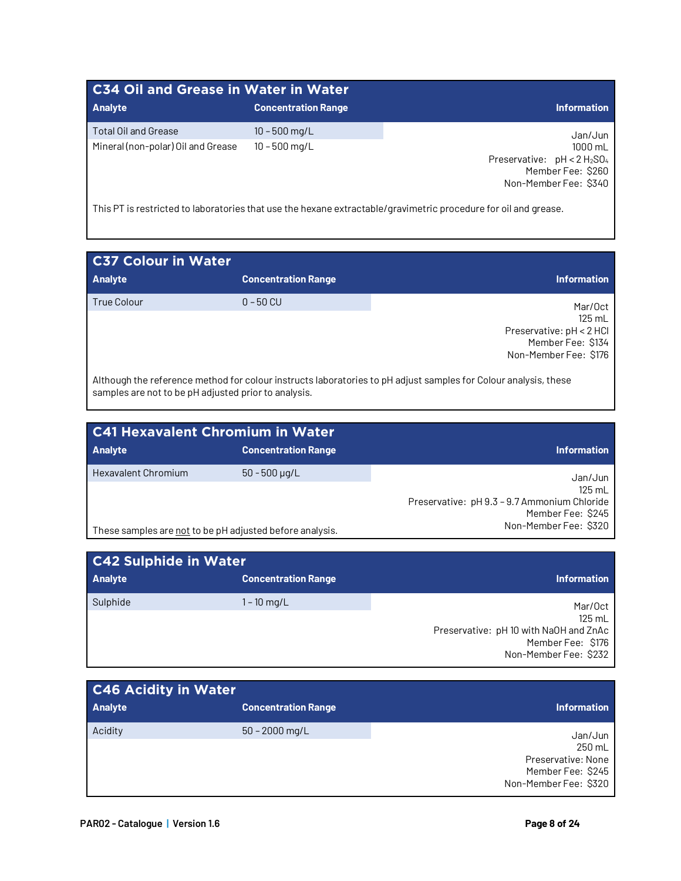## C34 Oil and Grease in Water in Water

| Analyte | Concentration Range | Information |
|---|---|---|
| Total Oil and Grease | 10 – 500 mg/L | Jan/Jun<br>1000 mL<br>Preservative: pH < 2 $H_2SO_4$<br>Member Fee: $260<br>Non-Member Fee: $340 |
| Mineral (non-polar) Oil and Grease | 10 – 500 mg/L | |

This PT is restricted to laboratories that use the hexane extractable/gravimetric procedure for oil and grease.

## C37 Colour in Water

| Analyte | Concentration Range | Information |
|---|---|---|
| True Colour | 0 – 50 CU | Mar/Oct<br>125 mL<br>Preservative: pH < 2 HCl<br>Member Fee: $134<br>Non-Member Fee: $176 |

Although the reference method for colour instructs laboratories to pH adjust samples for Colour analysis, these samples are not to be pH adjusted prior to analysis.

## C41 Hexavalent Chromium in Water

| Analyte | Concentration Range | Information |
|---|---|---|
| Hexavalent Chromium | 50 - 500 µg/L | Jan/Jun<br>125 mL<br>Preservative: pH 9.3 – 9.7 Ammonium Chloride<br>Member Fee: $245<br>Non-Member Fee: $320 |

These samples are <u>not</u> to be pH adjusted before analysis.

## C42 Sulphide in Water

| Analyte | Concentration Range | Information |
|---|---|---|
| Sulphide | 1 – 10 mg/L | Mar/Oct<br>125 mL<br>Preservative: pH 10 with NaOH and ZnAc<br>Member Fee: $176<br>Non-Member Fee: $232 |

## C46 Acidity in Water

| Analyte | Concentration Range | Information |
|---|---|---|
| Acidity | 50 - 2000 mg/L | Jan/Jun<br>250 mL<br>Preservative: None<br>Member Fee: $245<br>Non-Member Fee: $320 |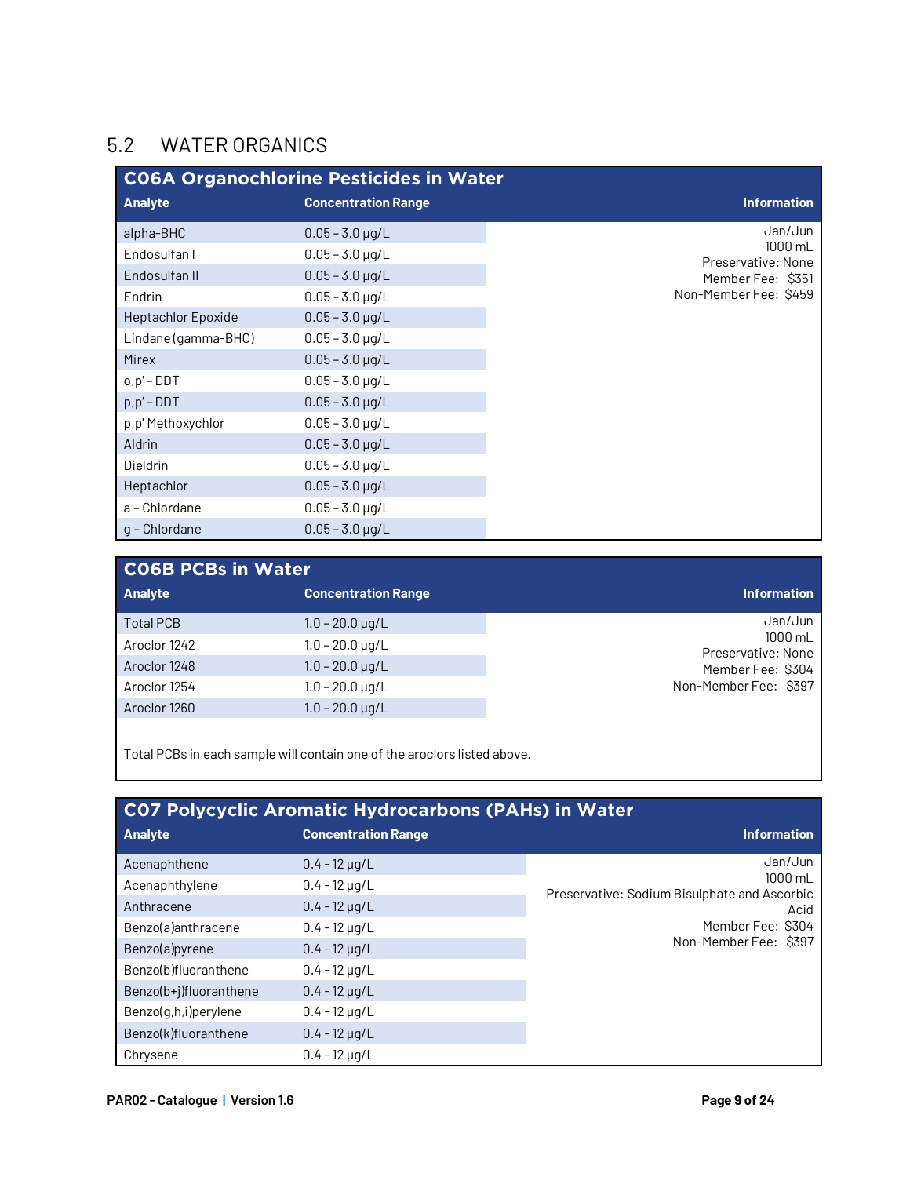## 5.2 WATER ORGANICS

### C06A Organochlorine Pesticides in Water

| Analyte | Concentration Range | Information |
|---|---|---|
| alpha-BHC | 0.05 – 3.0 µg/L | Jan/Jun<br>1000 mL<br>Preservative: None<br>Member Fee: $351<br>Non-Member Fee: $459 |
| Endosulfan I | 0.05 – 3.0 µg/L | |
| Endosulfan II | 0.05 – 3.0 µg/L | |
| Endrin | 0.05 – 3.0 µg/L | |
| Heptachlor Epoxide | 0.05 – 3.0 µg/L | |
| Lindane (gamma-BHC) | 0.05 – 3.0 µg/L | |
| Mirex | 0.05 – 3.0 µg/L | |
| o,p' – DDT | 0.05 – 3.0 µg/L | |
| p,p' – DDT | 0.05 – 3.0 µg/L | |
| p,p' Methoxychlor | 0.05 – 3.0 µg/L | |
| Aldrin | 0.05 – 3.0 µg/L | |
| Dieldrin | 0.05 – 3.0 µg/L | |
| Heptachlor | 0.05 – 3.0 µg/L | |
| a – Chlordane | 0.05 – 3.0 µg/L | |
| g – Chlordane | 0.05 – 3.0 µg/L | |

### C06B PCBs in Water

| Analyte | Concentration Range | Information |
|---|---|---|
| Total PCB | 1.0 – 20.0 µg/L | Jan/Jun<br>1000 mL<br>Preservative: None<br>Member Fee: $304<br>Non-Member Fee: $397 |
| Aroclor 1242 | 1.0 – 20.0 µg/L | |
| Aroclor 1248 | 1.0 – 20.0 µg/L | |
| Aroclor 1254 | 1.0 – 20.0 µg/L | |
| Aroclor 1260 | 1.0 – 20.0 µg/L | |

Total PCBs in each sample will contain one of the aroclors listed above.

### C07 Polycyclic Aromatic Hydrocarbons (PAHs) in Water

| Analyte | Concentration Range | Information |
|---|---|---|
| Acenaphthene | 0.4 - 12 µg/L | Jan/Jun<br>1000 mL<br>Preservative: Sodium Bisulphate and Ascorbic Acid<br>Member Fee: $304<br>Non-Member Fee: $397 |
| Acenaphthylene | 0.4 - 12 µg/L | |
| Anthracene | 0.4 - 12 µg/L | |
| Benzo(a)anthracene | 0.4 - 12 µg/L | |
| Benzo(a)pyrene | 0.4 - 12 µg/L | |
| Benzo(b)fluoranthene | 0.4 - 12 µg/L | |
| Benzo(b+j)fluoranthene | 0.4 - 12 µg/L | |
| Benzo(g,h,i)perylene | 0.4 - 12 µg/L | |
| Benzo(k)fluoranthene | 0.4 - 12 µg/L | |
| Chrysene | 0.4 - 12 µg/L | |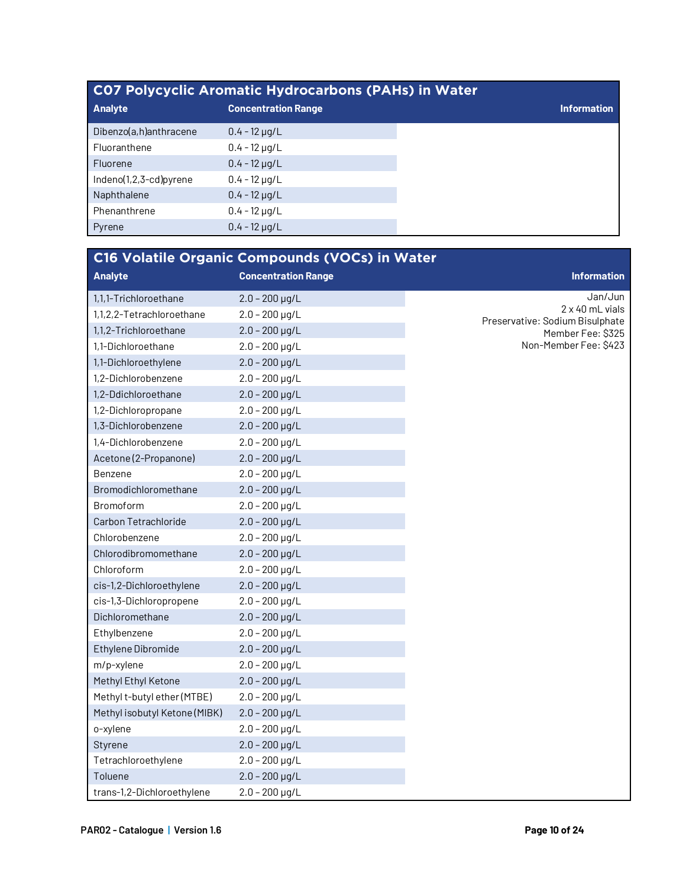## C07 Polycyclic Aromatic Hydrocarbons (PAHs) in Water

| Analyte | Concentration Range | Information |
|---|---|---|
| Dibenzo(a,h)anthracene | 0.4 - 12 µg/L | |
| Fluoranthene | 0.4 - 12 µg/L | |
| Fluorene | 0.4 - 12 µg/L | |
| Indeno(1,2,3-cd)pyrene | 0.4 - 12 µg/L | |
| Naphthalene | 0.4 - 12 µg/L | |
| Phenanthrene | 0.4 - 12 µg/L | |
| Pyrene | 0.4 - 12 µg/L | |

## C16 Volatile Organic Compounds (VOCs) in Water

| Analyte | Concentration Range | Information |
|---|---|---|
| 1,1,1-Trichloroethane | 2.0 – 200 µg/L | Jan/Jun<br>2 x 40 mL vials<br>Preservative: Sodium Bisulphate<br>Member Fee: $325<br>Non-Member Fee: $423 |
| 1,1,2,2-Tetrachloroethane | 2.0 – 200 µg/L | |
| 1,1,2-Trichloroethane | 2.0 – 200 µg/L | |
| 1,1-Dichloroethane | 2.0 – 200 µg/L | |
| 1,1-Dichloroethylene | 2.0 – 200 µg/L | |
| 1,2-Dichlorobenzene | 2.0 – 200 µg/L | |
| 1,2-Ddichloroethane | 2.0 – 200 µg/L | |
| 1,2-Dichloropropane | 2.0 – 200 µg/L | |
| 1,3-Dichlorobenzene | 2.0 – 200 µg/L | |
| 1,4-Dichlorobenzene | 2.0 – 200 µg/L | |
| Acetone (2-Propanone) | 2.0 – 200 µg/L | |
| Benzene | 2.0 – 200 µg/L | |
| Bromodichloromethane | 2.0 – 200 µg/L | |
| Bromoform | 2.0 – 200 µg/L | |
| Carbon Tetrachloride | 2.0 – 200 µg/L | |
| Chlorobenzene | 2.0 – 200 µg/L | |
| Chlorodibromomethane | 2.0 – 200 µg/L | |
| Chloroform | 2.0 – 200 µg/L | |
| cis-1,2-Dichloroethylene | 2.0 – 200 µg/L | |
| cis-1,3-Dichloropropene | 2.0 – 200 µg/L | |
| Dichloromethane | 2.0 – 200 µg/L | |
| Ethylbenzene | 2.0 – 200 µg/L | |
| Ethylene Dibromide | 2.0 – 200 µg/L | |
| m/p-xylene | 2.0 – 200 µg/L | |
| Methyl Ethyl Ketone | 2.0 – 200 µg/L | |
| Methyl t-butyl ether (MTBE) | 2.0 – 200 µg/L | |
| Methyl isobutyl Ketone (MIBK) | 2.0 – 200 µg/L | |
| o-xylene | 2.0 – 200 µg/L | |
| Styrene | 2.0 – 200 µg/L | |
| Tetrachloroethylene | 2.0 – 200 µg/L | |
| Toluene | 2.0 – 200 µg/L | |
| trans-1,2-Dichloroethylene | 2.0 – 200 µg/L | |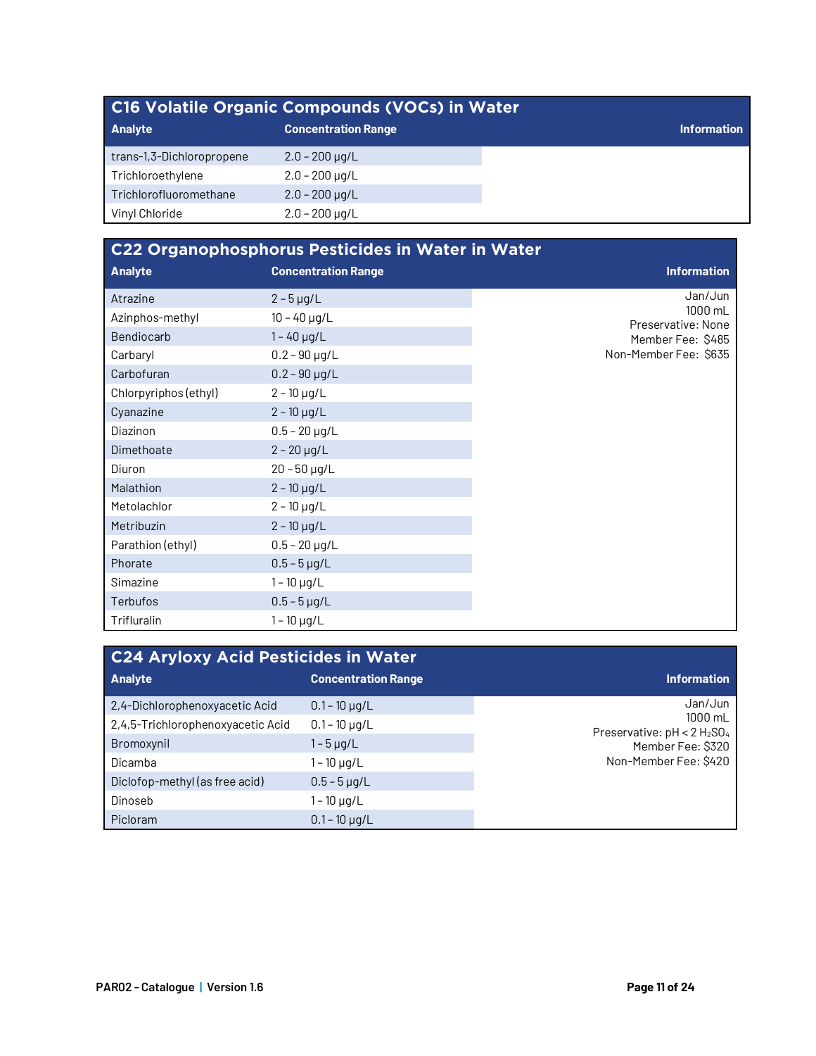## C16 Volatile Organic Compounds (VOCs) in Water

| Analyte | Concentration Range | Information |
|---|---|---|
| trans-1,3-Dichloropropene | 2.0 – 200 µg/L | |
| Trichloroethylene | 2.0 – 200 µg/L | |
| Trichlorofluoromethane | 2.0 – 200 µg/L | |
| Vinyl Chloride | 2.0 – 200 µg/L | |

## C22 Organophosphorus Pesticides in Water in Water

| Analyte | Concentration Range | Information |
|---|---|---|
| Atrazine | 2 – 5 µg/L | Jan/Jun<br>1000 mL<br>Preservative: None<br>Member Fee: $485<br>Non-Member Fee: $635 |
| Azinphos-methyl | 10 – 40 µg/L | |
| Bendiocarb | 1 – 40 µg/L | |
| Carbaryl | 0.2 – 90 µg/L | |
| Carbofuran | 0.2 – 90 µg/L | |
| Chlorpyriphos (ethyl) | 2 – 10 µg/L | |
| Cyanazine | 2 – 10 µg/L | |
| Diazinon | 0.5 – 20 µg/L | |
| Dimethoate | 2 – 20 µg/L | |
| Diuron | 20 – 50 µg/L | |
| Malathion | 2 – 10 µg/L | |
| Metolachlor | 2 – 10 µg/L | |
| Metribuzin | 2 – 10 µg/L | |
| Parathion (ethyl) | 0.5 – 20 µg/L | |
| Phorate | 0.5 – 5 µg/L | |
| Simazine | 1 – 10 µg/L | |
| Terbufos | 0.5 – 5 µg/L | |
| Trifluralin | 1 – 10 µg/L | |

## C24 Aryloxy Acid Pesticides in Water

| Analyte | Concentration Range | Information |
|---|---|---|
| 2,4-Dichlorophenoxyacetic Acid | 0.1 – 10 µg/L | Jan/Jun<br>1000 mL<br>Preservative: pH < 2 $H_2SO_4$<br>Member Fee: $320<br>Non-Member Fee: $420 |
| 2,4,5-Trichlorophenoxyacetic Acid | 0.1 – 10 µg/L | |
| Bromoxynil | 1 – 5 µg/L | |
| Dicamba | 1 – 10 µg/L | |
| Diclofop-methyl (as free acid) | 0.5 – 5 µg/L | |
| Dinoseb | 1 – 10 µg/L | |
| Picloram | 0.1 – 10 µg/L | |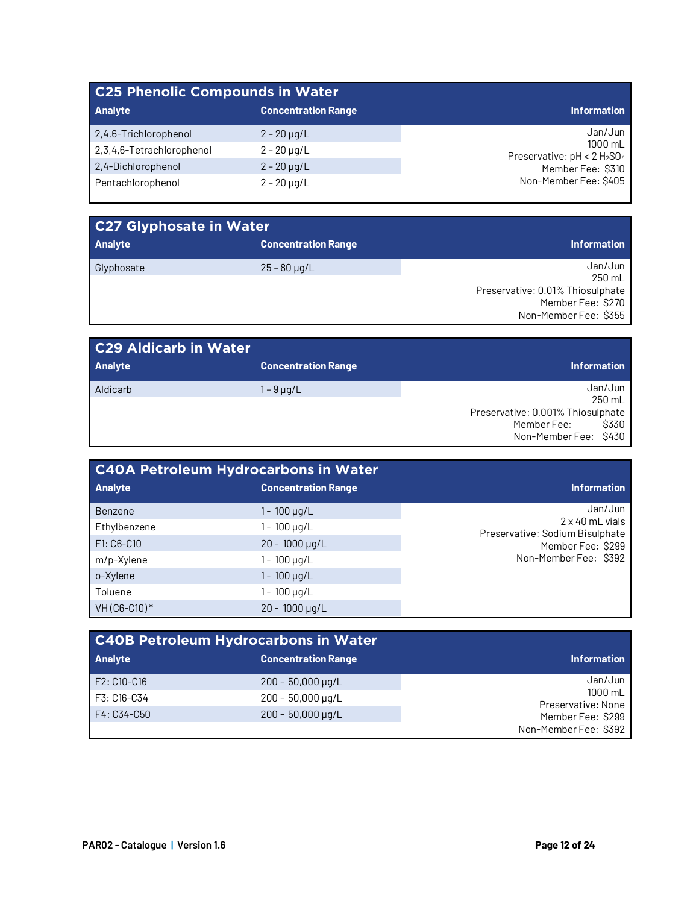## C25 Phenolic Compounds in Water

| Analyte | Concentration Range | Information |
|---|---|---|
| 2,4,6-Trichlorophenol | 2 - 20 µg/L | Jan/Jun<br>1000 mL<br>Preservative: pH < 2 $H_2SO_4$<br>Member Fee: $310<br>Non-Member Fee: $405 |
| 2,3,4,6-Tetrachlorophenol | 2 - 20 µg/L | |
| 2,4-Dichlorophenol | 2 - 20 µg/L | |
| Pentachlorophenol | 2 - 20 µg/L | |

## C27 Glyphosate in Water

| Analyte | Concentration Range | Information |
|---|---|---|
| Glyphosate | 25 - 80 µg/L | Jan/Jun<br>250 mL<br>Preservative: 0.01% Thiosulphate<br>Member Fee: $270<br>Non-Member Fee: $355 |

## C29 Aldicarb in Water

| Analyte | Concentration Range | Information |
|---|---|---|
| Aldicarb | 1 - 9 µg/L | Jan/Jun<br>250 mL<br>Preservative: 0.001% Thiosulphate<br>Member Fee: $330<br>Non-Member Fee: $430 |

## C40A Petroleum Hydrocarbons in Water

| Analyte | Concentration Range | Information |
|---|---|---|
| Benzene | 1 - 100 µg/L | Jan/Jun<br>2 x 40 mL vials<br>Preservative: Sodium Bisulphate<br>Member Fee: $299<br>Non-Member Fee: $392 |
| Ethylbenzene | 1 - 100 µg/L | |
| F1: C6-C10 | 20 - 1000 µg/L | |
| m/p-Xylene | 1 - 100 µg/L | |
| o-Xylene | 1 - 100 µg/L | |
| Toluene | 1 - 100 µg/L | |
| VH (C6-C10)* | 20 - 1000 µg/L | |

## C40B Petroleum Hydrocarbons in Water

| Analyte | Concentration Range | Information |
|---|---|---|
| F2: C10-C16 | 200 - 50,000 µg/L | Jan/Jun<br>1000 mL<br>Preservative: None<br>Member Fee: $299<br>Non-Member Fee: $392 |
| F3: C16-C34 | 200 - 50,000 µg/L | |
| F4: C34-C50 | 200 - 50,000 µg/L | |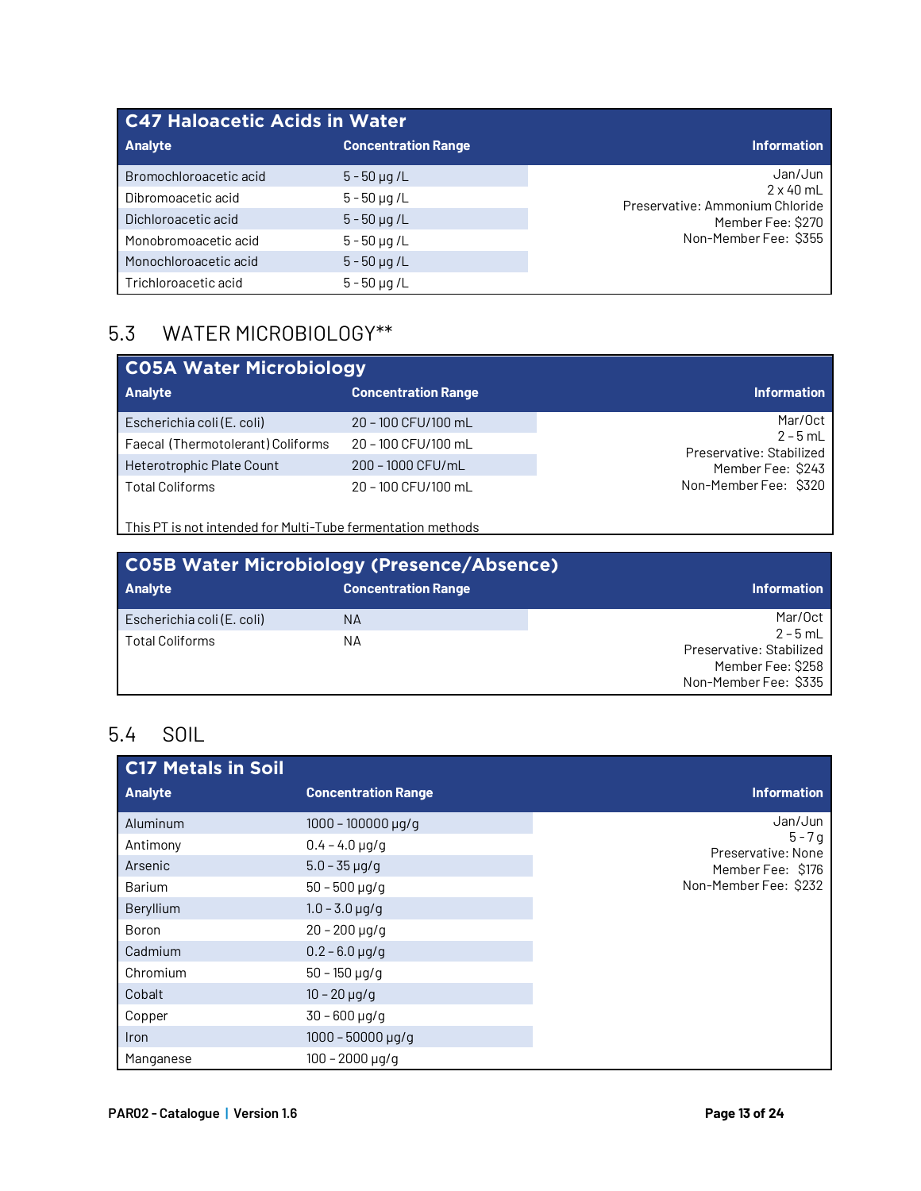| C47 Haloacetic Acids in Water | | |
|---|---|---|
| **Analyte** | **Concentration Range** | **Information** |
| Bromochloroacetic acid | 5 - 50 µg /L | Jan/Jun<br>2 x 40 mL<br>Preservative: Ammonium Chloride<br>Member Fee: $270<br>Non-Member Fee: $355 |
| Dibromoacetic acid | 5 - 50 µg /L | |
| Dichloroacetic acid | 5 - 50 µg /L | |
| Monobromoacetic acid | 5 - 50 µg /L | |
| Monochloroacetic acid | 5 - 50 µg /L | |
| Trichloroacetic acid | 5 - 50 µg /L | |

## 5.3 WATER MICROBIOLOGY**

| C05A Water Microbiology | | |
|---|---|---|
| **Analyte** | **Concentration Range** | **Information** |
| Escherichia coli (E. coli) | 20 – 100 CFU/100 mL | Mar/Oct<br>2 – 5 mL<br>Preservative: Stabilized<br>Member Fee: $243<br>Non-Member Fee: $320 |
| Faecal (Thermotolerant) Coliforms | 20 – 100 CFU/100 mL | |
| Heterotrophic Plate Count | 200 – 1000 CFU/mL | |
| Total Coliforms | 20 – 100 CFU/100 mL | |
| This PT is not intended for Multi-Tube fermentation methods | | |

| C05B Water Microbiology (Presence/Absence) | | |
|---|---|---|
| **Analyte** | **Concentration Range** | **Information** |
| Escherichia coli (E. coli) | NA | Mar/Oct<br>2 – 5 mL<br>Preservative: Stabilized<br>Member Fee: $258<br>Non-Member Fee: $335 |
| Total Coliforms | NA | |

## 5.4 SOIL

| C17 Metals in Soil | | |
|---|---|---|
| **Analyte** | **Concentration Range** | **Information** |
| Aluminum | 1000 – 100000 µg/g | Jan/Jun<br>5 – 7 g<br>Preservative: None<br>Member Fee: $176<br>Non-Member Fee: $232 |
| Antimony | 0.4 – 4.0 µg/g | |
| Arsenic | 5.0 – 35 µg/g | |
| Barium | 50 – 500 µg/g | |
| Beryllium | 1.0 – 3.0 µg/g | |
| Boron | 20 – 200 µg/g | |
| Cadmium | 0.2 – 6.0 µg/g | |
| Chromium | 50 – 150 µg/g | |
| Cobalt | 10 – 20 µg/g | |
| Copper | 30 – 600 µg/g | |
| Iron | 1000 – 50000 µg/g | |
| Manganese | 100 – 2000 µg/g | |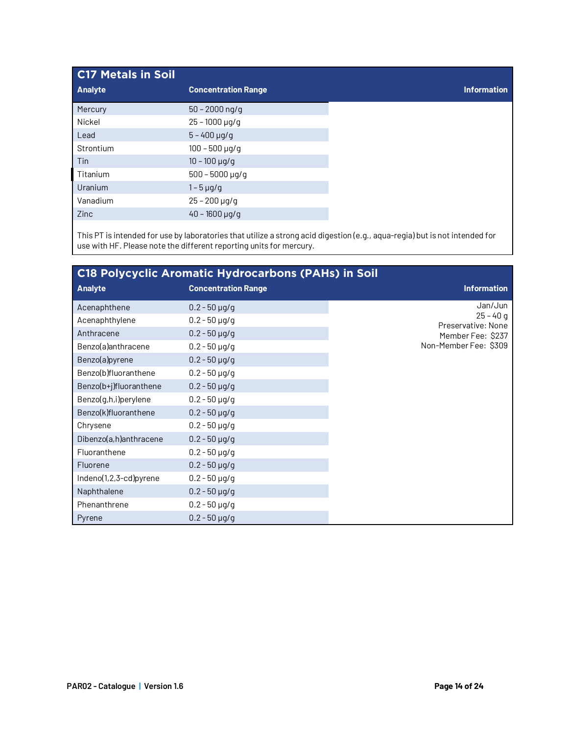## C17 Metals in Soil

| Analyte | Concentration Range | Information |
|---|---|---|
| Mercury | 50 – 2000 ng/g | |
| Nickel | 25 – 1000 µg/g | |
| Lead | 5 – 400 µg/g | |
| Strontium | 100 – 500 µg/g | |
| Tin | 10 – 100 µg/g | |
| Titanium | 500 – 5000 µg/g | |
| Uranium | 1 – 5 µg/g | |
| Vanadium | 25 – 200 µg/g | |
| Zinc | 40 – 1600 µg/g | |

This PT is intended for use by laboratories that utilize a strong acid digestion (e.g., aqua-regia) but is not intended for use with HF. Please note the different reporting units for mercury.

## C18 Polycyclic Aromatic Hydrocarbons (PAHs) in Soil

| Analyte | Concentration Range | Information |
|---|---|---|
| Acenaphthene | 0.2 - 50 µg/g | Jan/Jun<br>25 – 40 g<br>Preservative: None<br>Member Fee: $237<br>Non-Member Fee: $309 |
| Acenaphthylene | 0.2 - 50 µg/g | |
| Anthracene | 0.2 - 50 µg/g | |
| Benzo(a)anthracene | 0.2 - 50 µg/g | |
| Benzo(a)pyrene | 0.2 - 50 µg/g | |
| Benzo(b)fluoranthene | 0.2 - 50 µg/g | |
| Benzo(b+j)fluoranthene | 0.2 - 50 µg/g | |
| Benzo(g,h,i)perylene | 0.2 - 50 µg/g | |
| Benzo(k)fluoranthene | 0.2 - 50 µg/g | |
| Chrysene | 0.2 - 50 µg/g | |
| Dibenzo(a,h)anthracene | 0.2 - 50 µg/g | |
| Fluoranthene | 0.2 - 50 µg/g | |
| Fluorene | 0.2 - 50 µg/g | |
| Indeno(1,2,3-cd)pyrene | 0.2 - 50 µg/g | |
| Naphthalene | 0.2 - 50 µg/g | |
| Phenanthrene | 0.2 - 50 µg/g | |
| Pyrene | 0.2 - 50 µg/g | |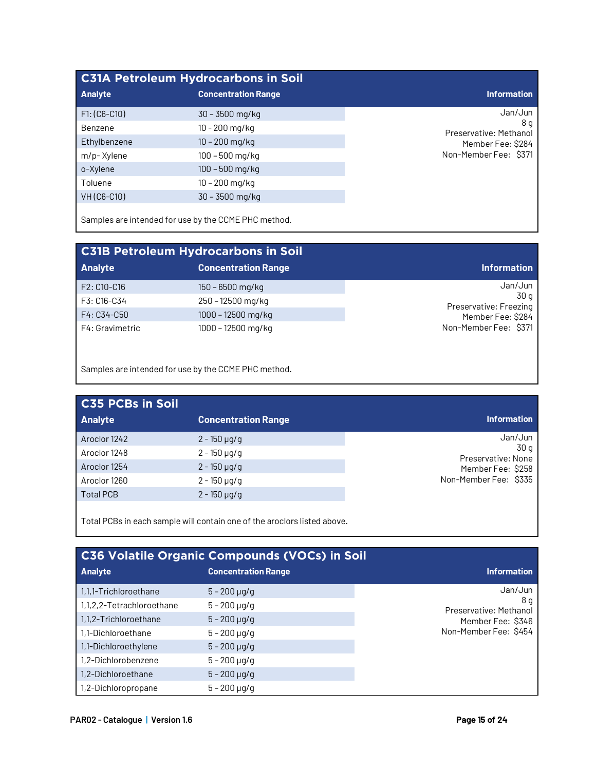## C31A Petroleum Hydrocarbons in Soil

| Analyte | Concentration Range | Information |
|---|---|---|
| F1: (C6-C10) | 30 – 3500 mg/kg | Jan/Jun<br>8 g<br>Preservative: Methanol<br>Member Fee: $284<br>Non-Member Fee: $371 |
| Benzene | 10 - 200 mg/kg | |
| Ethylbenzene | 10 – 200 mg/kg | |
| m/p- Xylene | 100 – 500 mg/kg | |
| o-Xylene | 100 – 500 mg/kg | |
| Toluene | 10 – 200 mg/kg | |
| VH (C6-C10) | 30 – 3500 mg/kg | |

Samples are intended for use by the CCME PHC method.

## C31B Petroleum Hydrocarbons in Soil

| Analyte | Concentration Range | Information |
|---|---|---|
| F2: C10-C16 | 150 – 6500 mg/kg | Jan/Jun<br>30 g<br>Preservative: Freezing<br>Member Fee: $284<br>Non-Member Fee: $371 |
| F3: C16-C34 | 250 – 12500 mg/kg | |
| F4: C34-C50 | 1000 – 12500 mg/kg | |
| F4: Gravimetric | 1000 – 12500 mg/kg | |

Samples are intended for use by the CCME PHC method.

## C35 PCBs in Soil

| Analyte | Concentration Range | Information |
|---|---|---|
| Aroclor 1242 | 2 - 150 µg/g | Jan/Jun<br>30 g<br>Preservative: None<br>Member Fee: $258<br>Non-Member Fee: $335 |
| Aroclor 1248 | 2 - 150 µg/g | |
| Aroclor 1254 | 2 - 150 µg/g | |
| Aroclor 1260 | 2 - 150 µg/g | |
| Total PCB | 2 - 150 µg/g | |

Total PCBs in each sample will contain one of the aroclors listed above.

## C36 Volatile Organic Compounds (VOCs) in Soil

| Analyte | Concentration Range | Information |
|---|---|---|
| 1,1,1-Trichloroethane | 5 – 200 µg/g | Jan/Jun<br>8 g<br>Preservative: Methanol<br>Member Fee: $346<br>Non-Member Fee: $454 |
| 1,1,2,2-Tetrachloroethane | 5 – 200 µg/g | |
| 1,1,2-Trichloroethane | 5 – 200 µg/g | |
| 1,1-Dichloroethane | 5 – 200 µg/g | |
| 1,1-Dichloroethylene | 5 – 200 µg/g | |
| 1,2-Dichlorobenzene | 5 – 200 µg/g | |
| 1,2-Dichloroethane | 5 – 200 µg/g | |
| 1,2-Dichloropropane | 5 – 200 µg/g | |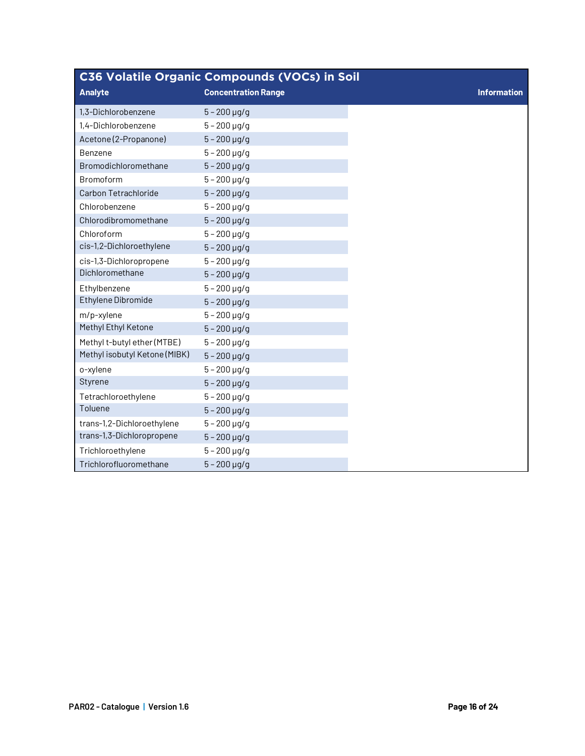## C36 Volatile Organic Compounds (VOCs) in Soil

| Analyte | Concentration Range | Information |
| --- | --- | --- |
| 1,3-Dichlorobenzene | 5 – 200 µg/g | |
| 1,4-Dichlorobenzene | 5 – 200 µg/g | |
| Acetone (2-Propanone) | 5 – 200 µg/g | |
| Benzene | 5 – 200 µg/g | |
| Bromodichloromethane | 5 – 200 µg/g | |
| Bromoform | 5 – 200 µg/g | |
| Carbon Tetrachloride | 5 – 200 µg/g | |
| Chlorobenzene | 5 – 200 µg/g | |
| Chlorodibromomethane | 5 – 200 µg/g | |
| Chloroform | 5 – 200 µg/g | |
| cis-1,2-Dichloroethylene | 5 – 200 µg/g | |
| cis-1,3-Dichloropropene | 5 – 200 µg/g | |
| Dichloromethane | 5 – 200 µg/g | |
| Ethylbenzene | 5 – 200 µg/g | |
| Ethylene Dibromide | 5 – 200 µg/g | |
| m/p-xylene | 5 – 200 µg/g | |
| Methyl Ethyl Ketone | 5 – 200 µg/g | |
| Methyl t-butyl ether (MTBE) | 5 – 200 µg/g | |
| Methyl isobutyl Ketone (MIBK) | 5 – 200 µg/g | |
| o-xylene | 5 – 200 µg/g | |
| Styrene | 5 – 200 µg/g | |
| Tetrachloroethylene | 5 – 200 µg/g | |
| Toluene | 5 – 200 µg/g | |
| trans-1,2-Dichloroethylene | 5 – 200 µg/g | |
| trans-1,3-Dichloropropene | 5 – 200 µg/g | |
| Trichloroethylene | 5 – 200 µg/g | |
| Trichlorofluoromethane | 5 – 200 µg/g | |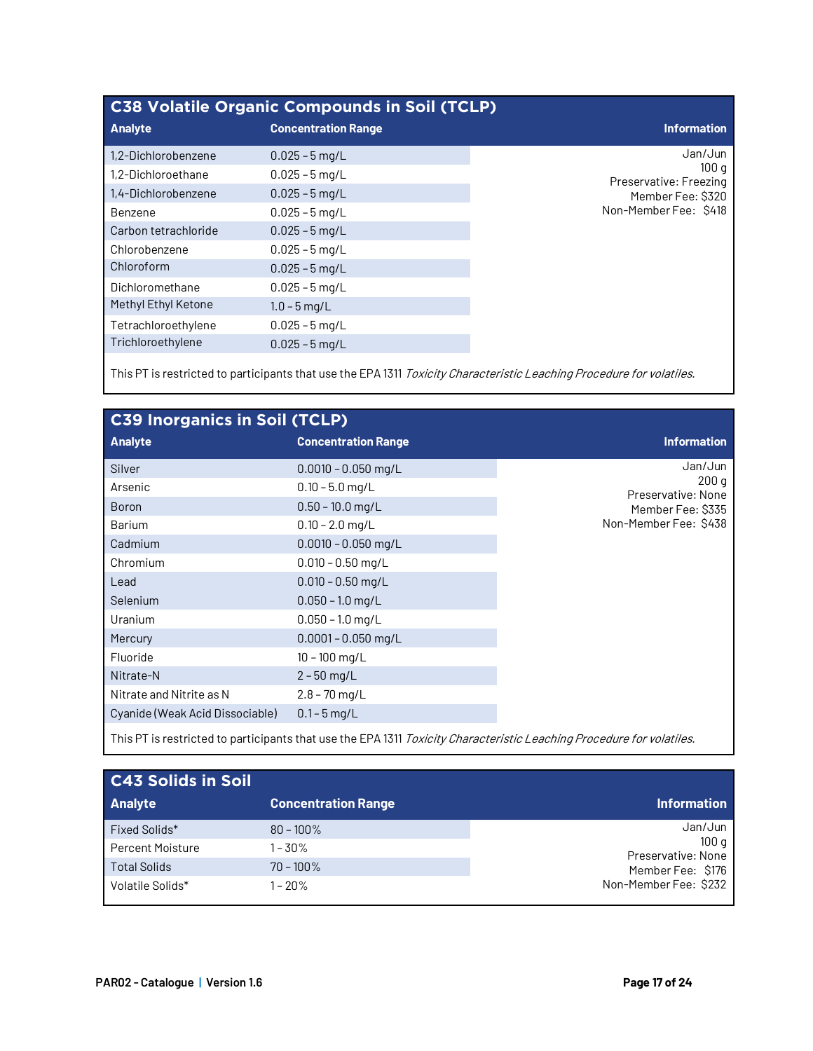## C38 Volatile Organic Compounds in Soil (TCLP)

| Analyte | Concentration Range | Information |
|---|---|---|
| 1,2-Dichlorobenzene | 0.025 – 5 mg/L | Jan/Jun<br>100 g<br>Preservative: Freezing<br>Member Fee: $320<br>Non-Member Fee: $418 |
| 1,2-Dichloroethane | 0.025 – 5 mg/L | |
| 1,4-Dichlorobenzene | 0.025 – 5 mg/L | |
| Benzene | 0.025 – 5 mg/L | |
| Carbon tetrachloride | 0.025 – 5 mg/L | |
| Chlorobenzene | 0.025 – 5 mg/L | |
| Chloroform | 0.025 – 5 mg/L | |
| Dichloromethane | 0.025 – 5 mg/L | |
| Methyl Ethyl Ketone | 1.0 – 5 mg/L | |
| Tetrachloroethylene | 0.025 – 5 mg/L | |
| Trichloroethylene | 0.025 – 5 mg/L | |

This PT is restricted to participants that use the EPA 1311 *Toxicity Characteristic Leaching Procedure for volatiles.*

## C39 Inorganics in Soil (TCLP)

| Analyte | Concentration Range | Information |
|---|---|---|
| Silver | 0.0010 – 0.050 mg/L | Jan/Jun<br>200 g<br>Preservative: None<br>Member Fee: $335<br>Non-Member Fee: $438 |
| Arsenic | 0.10 – 5.0 mg/L | |
| Boron | 0.50 – 10.0 mg/L | |
| Barium | 0.10 – 2.0 mg/L | |
| Cadmium | 0.0010 – 0.050 mg/L | |
| Chromium | 0.010 – 0.50 mg/L | |
| Lead | 0.010 – 0.50 mg/L | |
| Selenium | 0.050 – 1.0 mg/L | |
| Uranium | 0.050 – 1.0 mg/L | |
| Mercury | 0.0001 – 0.050 mg/L | |
| Fluoride | 10 – 100 mg/L | |
| Nitrate-N | 2 – 50 mg/L | |
| Nitrate and Nitrite as N | 2.8 – 70 mg/L | |
| Cyanide (Weak Acid Dissociable) | 0.1 – 5 mg/L | |

This PT is restricted to participants that use the EPA 1311 *Toxicity Characteristic Leaching Procedure for volatiles.*

## C43 Solids in Soil

| Analyte | Concentration Range | Information |
|---|---|---|
| Fixed Solids* | 80 – 100% | Jan/Jun<br>100 g<br>Preservative: None<br>Member Fee: $176<br>Non-Member Fee: $232 |
| Percent Moisture | 1 – 30% | |
| Total Solids | 70 – 100% | |
| Volatile Solids* | 1 – 20% | |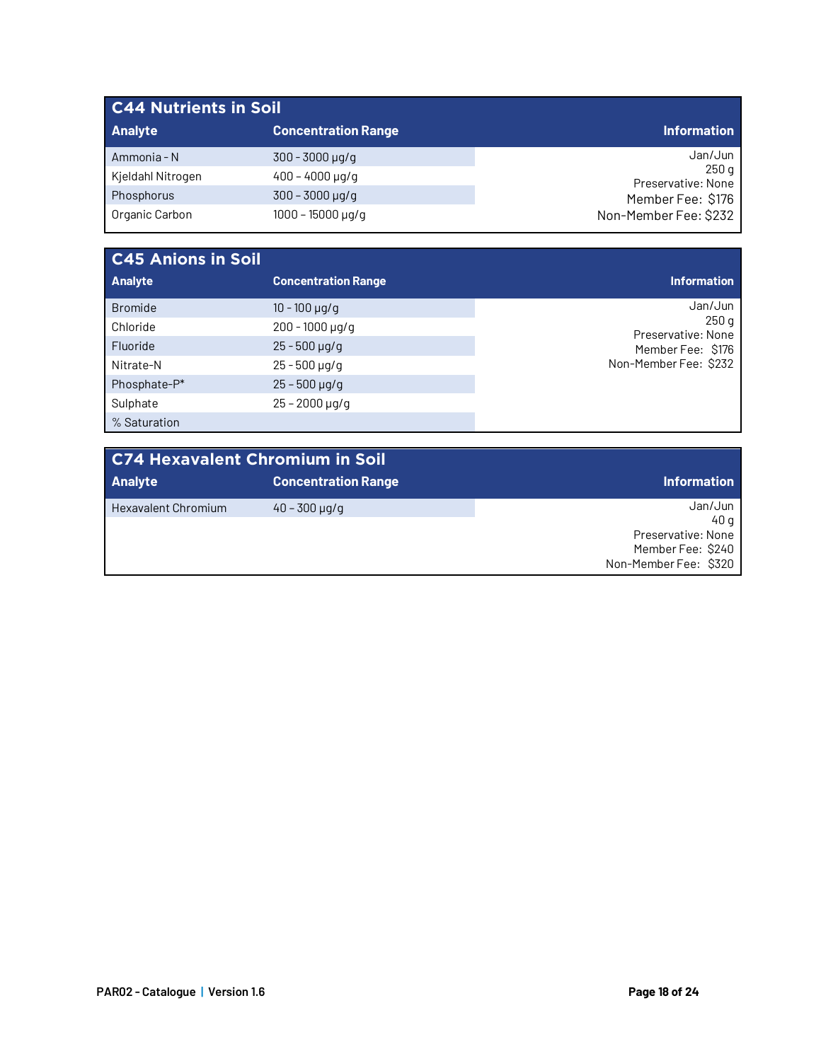## C44 Nutrients in Soil

| Analyte | Concentration Range | Information |
|---|---|---|
| Ammonia - N | 300 - 3000 µg/g | Jan/Jun<br>250 g<br>Preservative: None<br>Member Fee: $176<br>Non-Member Fee: $232 |
| Kjeldahl Nitrogen | 400 – 4000 µg/g | |
| Phosphorus | 300 – 3000 µg/g | |
| Organic Carbon | 1000 – 15000 µg/g | |

## C45 Anions in Soil

| Analyte | Concentration Range | Information |
|---|---|---|
| Bromide | 10 - 100 µg/g | Jan/Jun<br>250 g<br>Preservative: None<br>Member Fee: $176<br>Non-Member Fee: $232 |
| Chloride | 200 - 1000 µg/g | |
| Fluoride | 25 - 500 µg/g | |
| Nitrate-N | 25 - 500 µg/g | |
| Phosphate-P* | 25 – 500 µg/g | |
| Sulphate | 25 – 2000 µg/g | |
| % Saturation | | |

## C74 Hexavalent Chromium in Soil

| Analyte | Concentration Range | Information |
|---|---|---|
| Hexavalent Chromium | 40 – 300 µg/g | Jan/Jun<br>40 g<br>Preservative: None<br>Member Fee: $240<br>Non-Member Fee: $320 |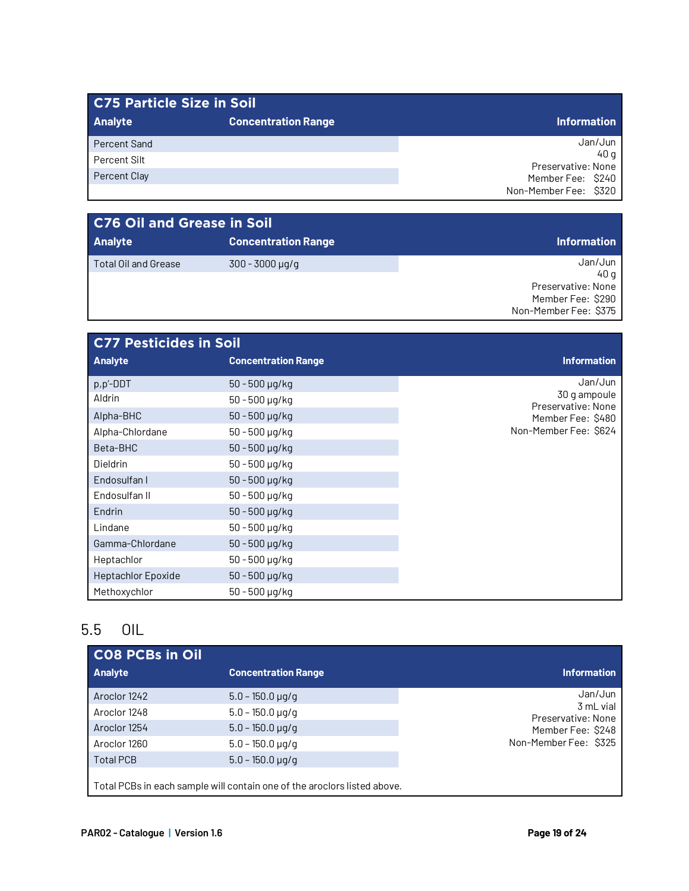## C75 Particle Size in Soil

| Analyte | Concentration Range | Information |
|---|---|---|
| Percent Sand | | Jan/Jun<br>40 g<br>Preservative: None<br>Member Fee: $240<br>Non-Member Fee: $320 |
| Percent Silt | | |
| Percent Clay | | |

## C76 Oil and Grease in Soil

| Analyte | Concentration Range | Information |
|---|---|---|
| Total Oil and Grease | 300 - 3000 µg/g | Jan/Jun<br>40 g<br>Preservative: None<br>Member Fee: $290<br>Non-Member Fee: $375 |

## C77 Pesticides in Soil

| Analyte | Concentration Range | Information |
|---|---|---|
| p,p'-DDT | 50 - 500 µg/kg | Jan/Jun<br>30 g ampoule<br>Preservative: None<br>Member Fee: $480<br>Non-Member Fee: $624 |
| Aldrin | 50 - 500 µg/kg | |
| Alpha-BHC | 50 - 500 µg/kg | |
| Alpha-Chlordane | 50 - 500 µg/kg | |
| Beta-BHC | 50 - 500 µg/kg | |
| Dieldrin | 50 - 500 µg/kg | |
| Endosulfan I | 50 - 500 µg/kg | |
| Endosulfan II | 50 - 500 µg/kg | |
| Endrin | 50 - 500 µg/kg | |
| Lindane | 50 - 500 µg/kg | |
| Gamma-Chlordane | 50 - 500 µg/kg | |
| Heptachlor | 50 - 500 µg/kg | |
| Heptachlor Epoxide | 50 - 500 µg/kg | |
| Methoxychlor | 50 - 500 µg/kg | |

# 5.5 OIL

## C08 PCBs in Oil

| Analyte | Concentration Range | Information |
|---|---|---|
| Aroclor 1242 | 5.0 – 150.0 µg/g | Jan/Jun<br>3 mL vial<br>Preservative: None<br>Member Fee: $248<br>Non-Member Fee: $325 |
| Aroclor 1248 | 5.0 – 150.0 µg/g | |
| Aroclor 1254 | 5.0 – 150.0 µg/g | |
| Aroclor 1260 | 5.0 – 150.0 µg/g | |
| Total PCB | 5.0 – 150.0 µg/g | |

Total PCBs in each sample will contain one of the aroclors listed above.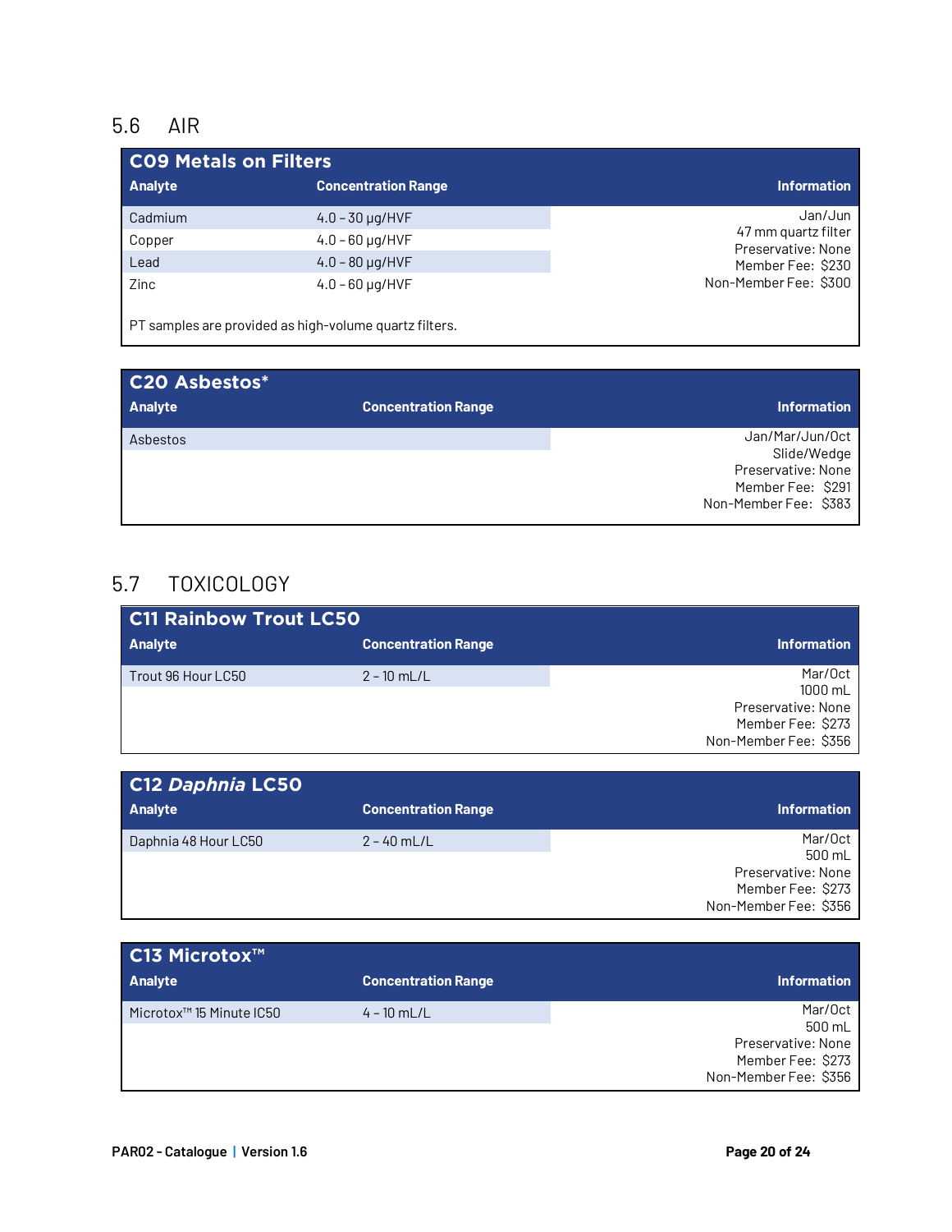## 5.6 AIR

### C09 Metals on Filters

| Analyte | Concentration Range | Information |
|---|---|---|
| Cadmium | 4.0 – 30 µg/HVF | Jan/Jun |
| Copper | 4.0 – 60 µg/HVF | 47 mm quartz filter |
| Lead | 4.0 – 80 µg/HVF | Preservative: None |
| Zinc | 4.0 – 60 µg/HVF | Member Fee: $230 |
| | | Non-Member Fee: $300 |

PT samples are provided as high-volume quartz filters.

### C20 Asbestos*

| Analyte | Concentration Range | Information |
|---|---|---|
| Asbestos | | Jan/Mar/Jun/Oct |
| | | Slide/Wedge |
| | | Preservative: None |
| | | Member Fee: $291 |
| | | Non-Member Fee: $383 |

## 5.7 TOXICOLOGY

### C11 Rainbow Trout LC50

| Analyte | Concentration Range | Information |
|---|---|---|
| Trout 96 Hour LC50 | 2 – 10 mL/L | Mar/Oct |
| | | 1000 mL |
| | | Preservative: None |
| | | Member Fee: $273 |
| | | Non-Member Fee: $356 |

### C12 *Daphnia* LC50

| Analyte | Concentration Range | Information |
|---|---|---|
| Daphnia 48 Hour LC50 | 2 – 40 mL/L | Mar/Oct |
| | | 500 mL |
| | | Preservative: None |
| | | Member Fee: $273 |
| | | Non-Member Fee: $356 |

### C13 Microtox™

| Analyte | Concentration Range | Information |
|---|---|---|
| Microtox™ 15 Minute IC50 | 4 – 10 mL/L | Mar/Oct |
| | | 500 mL |
| | | Preservative: None |
| | | Member Fee: $273 |
| | | Non-Member Fee: $356 |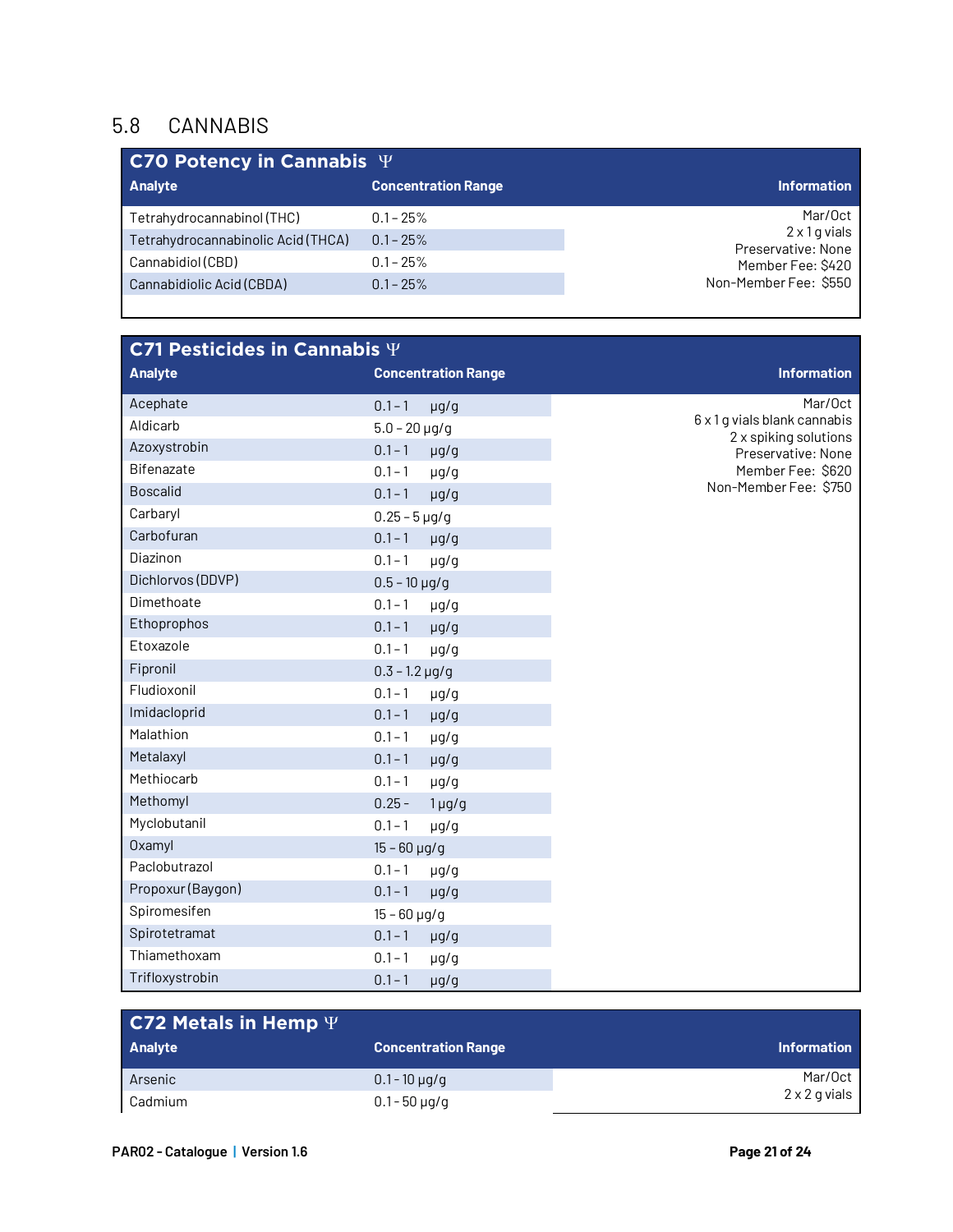## 5.8 CANNABIS

### C70 Potency in Cannabis Ψ

| Analyte | Concentration Range | Information |
|---|---|---|
| Tetrahydrocannabinol (THC) | 0.1 – 25% | Mar/Oct<br>2 x 1 g vials<br>Preservative: None<br>Member Fee: $420<br>Non-Member Fee: $550 |
| Tetrahydrocannabinolic Acid (THCA) | 0.1 – 25% | |
| Cannabidiol (CBD) | 0.1 – 25% | |
| Cannabidiolic Acid (CBDA) | 0.1 – 25% | |

### C71 Pesticides in Cannabis Ψ

| Analyte | Concentration Range | Information |
|---|---|---|
| Acephate | 0.1 – 1 µg/g | Mar/Oct<br>6 x 1 g vials blank cannabis<br>2 x spiking solutions<br>Preservative: None<br>Member Fee: $620<br>Non-Member Fee: $750 |
| Aldicarb | 5.0 – 20 µg/g | |
| Azoxystrobin | 0.1 – 1 µg/g | |
| Bifenazate | 0.1 – 1 µg/g | |
| Boscalid | 0.1 – 1 µg/g | |
| Carbaryl | 0.25 – 5 µg/g | |
| Carbofuran | 0.1 – 1 µg/g | |
| Diazinon | 0.1 – 1 µg/g | |
| Dichlorvos (DDVP) | 0.5 – 10 µg/g | |
| Dimethoate | 0.1 – 1 µg/g | |
| Ethoprophos | 0.1 – 1 µg/g | |
| Etoxazole | 0.1 – 1 µg/g | |
| Fipronil | 0.3 – 1.2 µg/g | |
| Fludioxonil | 0.1 – 1 µg/g | |
| Imidacloprid | 0.1 – 1 µg/g | |
| Malathion | 0.1 – 1 µg/g | |
| Metalaxyl | 0.1 – 1 µg/g | |
| Methiocarb | 0.1 – 1 µg/g | |
| Methomyl | 0.25 – 1 µg/g | |
| Myclobutanil | 0.1 – 1 µg/g | |
| Oxamyl | 15 – 60 µg/g | |
| Paclobutrazol | 0.1 – 1 µg/g | |
| Propoxur (Baygon) | 0.1 – 1 µg/g | |
| Spiromesifen | 15 – 60 µg/g | |
| Spirotetramat | 0.1 – 1 µg/g | |
| Thiamethoxam | 0.1 – 1 µg/g | |
| Trifloxystrobin | 0.1 – 1 µg/g | |

### C72 Metals in Hemp Ψ

| Analyte | Concentration Range | Information |
|---|---|---|
| Arsenic | 0.1 - 10 µg/g | Mar/Oct<br>2 x 2 g vials |
| Cadmium | 0.1 - 50 µg/g | |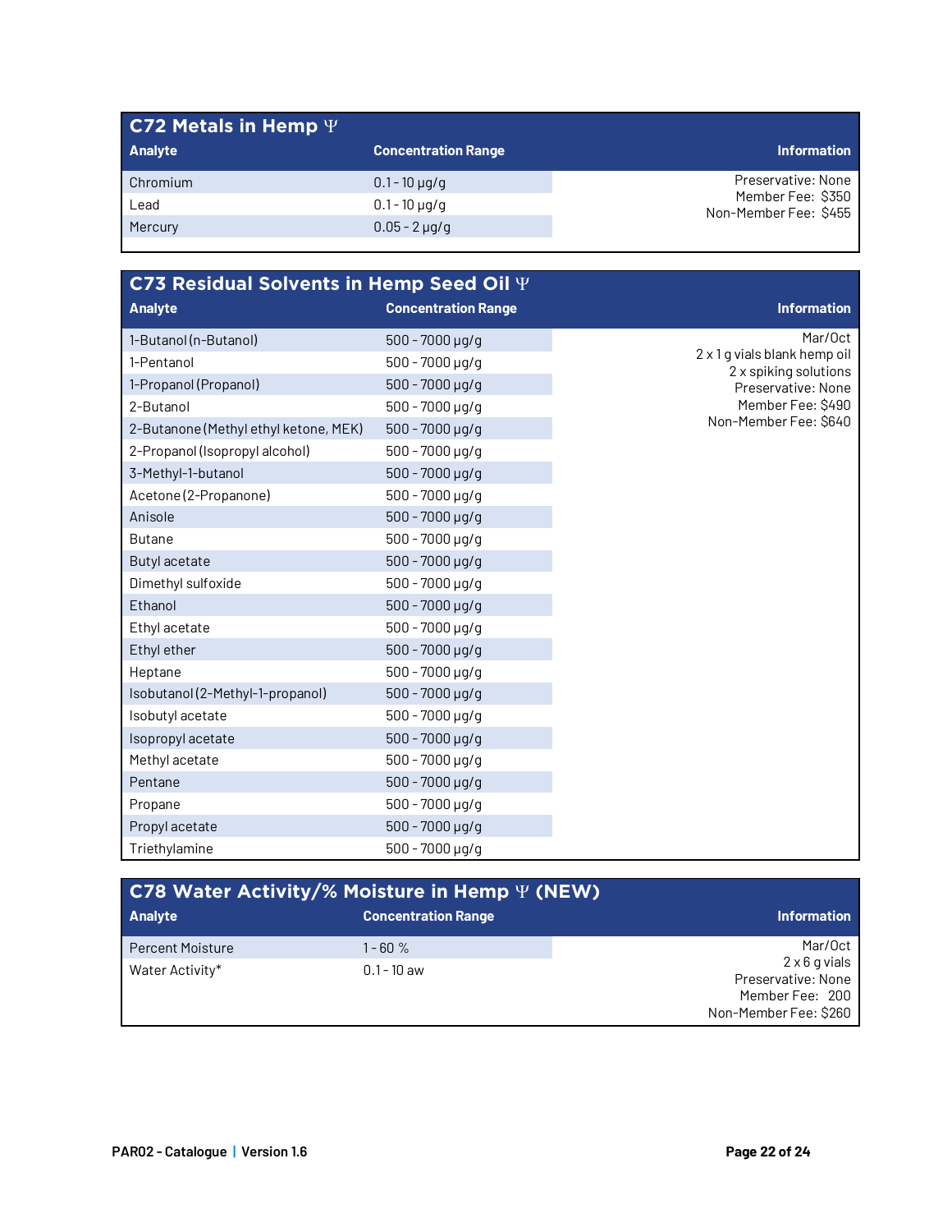## C72 Metals in Hemp Ψ

| Analyte | Concentration Range | Information |
|---|---|---|
| Chromium | 0.1 - 10 µg/g | Preservative: None<br>Member Fee: $350<br>Non-Member Fee: $455 |
| Lead | 0.1 - 10 µg/g | |
| Mercury | 0.05 - 2 µg/g | |

## C73 Residual Solvents in Hemp Seed Oil Ψ

| Analyte | Concentration Range | Information |
|---|---|---|
| 1-Butanol (n-Butanol) | 500 - 7000 µg/g | Mar/Oct<br>2 x 1 g vials blank hemp oil<br>2 x spiking solutions<br>Preservative: None<br>Member Fee: $490<br>Non-Member Fee: $640 |
| 1-Pentanol | 500 - 7000 µg/g | |
| 1-Propanol (Propanol) | 500 - 7000 µg/g | |
| 2-Butanol | 500 - 7000 µg/g | |
| 2-Butanone (Methyl ethyl ketone, MEK) | 500 - 7000 µg/g | |
| 2-Propanol (Isopropyl alcohol) | 500 - 7000 µg/g | |
| 3-Methyl-1-butanol | 500 - 7000 µg/g | |
| Acetone (2-Propanone) | 500 - 7000 µg/g | |
| Anisole | 500 - 7000 µg/g | |
| Butane | 500 - 7000 µg/g | |
| Butyl acetate | 500 - 7000 µg/g | |
| Dimethyl sulfoxide | 500 - 7000 µg/g | |
| Ethanol | 500 - 7000 µg/g | |
| Ethyl acetate | 500 - 7000 µg/g | |
| Ethyl ether | 500 - 7000 µg/g | |
| Heptane | 500 - 7000 µg/g | |
| Isobutanol (2-Methyl-1-propanol) | 500 - 7000 µg/g | |
| Isobutyl acetate | 500 - 7000 µg/g | |
| Isopropyl acetate | 500 - 7000 µg/g | |
| Methyl acetate | 500 - 7000 µg/g | |
| Pentane | 500 - 7000 µg/g | |
| Propane | 500 - 7000 µg/g | |
| Propyl acetate | 500 - 7000 µg/g | |
| Triethylamine | 500 - 7000 µg/g | |

## C78 Water Activity/% Moisture in Hemp Ψ (NEW)

| Analyte | Concentration Range | Information |
|---|---|---|
| Percent Moisture | 1 - 60 % | Mar/Oct<br>2 x 6 g vials<br>Preservative: None<br>Member Fee: 200<br>Non-Member Fee: $260 |
| Water Activity* | 0.1 - 10 aw | |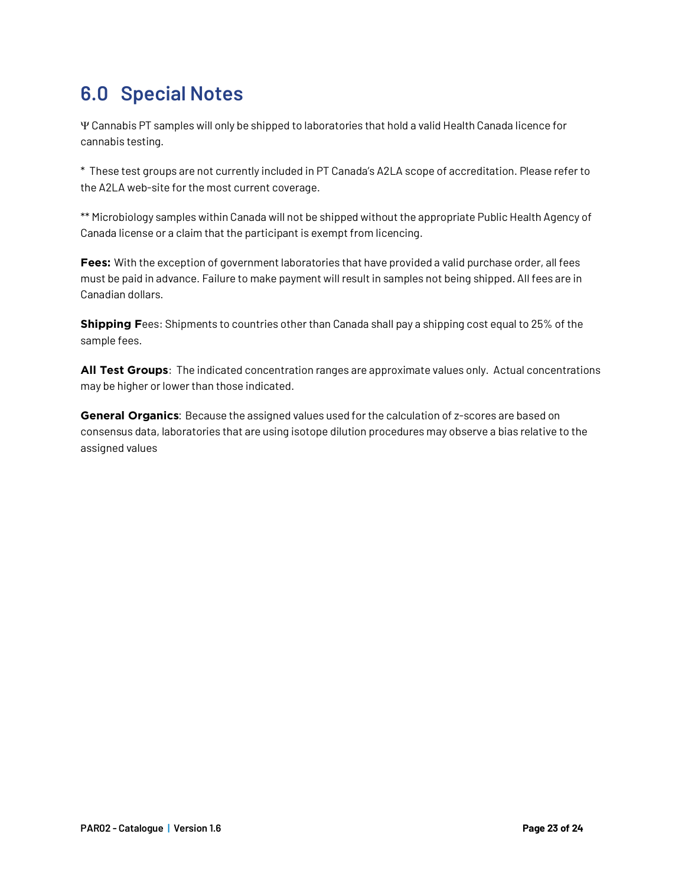# 6.0 Special Notes

Ψ Cannabis PT samples will only be shipped to laboratories that hold a valid Health Canada licence for cannabis testing.

* These test groups are not currently included in PT Canada's A2LA scope of accreditation. Please refer to the A2LA web-site for the most current coverage.

** Microbiology samples within Canada will not be shipped without the appropriate Public Health Agency of Canada license or a claim that the participant is exempt from licencing.

**Fees:** With the exception of government laboratories that have provided a valid purchase order, all fees must be paid in advance. Failure to make payment will result in samples not being shipped. All fees are in Canadian dollars.

**Shipping F**ees: Shipments to countries other than Canada shall pay a shipping cost equal to 25% of the sample fees.

**All Test Groups**: The indicated concentration ranges are approximate values only. Actual concentrations may be higher or lower than those indicated.

**General Organics**: Because the assigned values used for the calculation of z-scores are based on consensus data, laboratories that are using isotope dilution procedures may observe a bias relative to the assigned values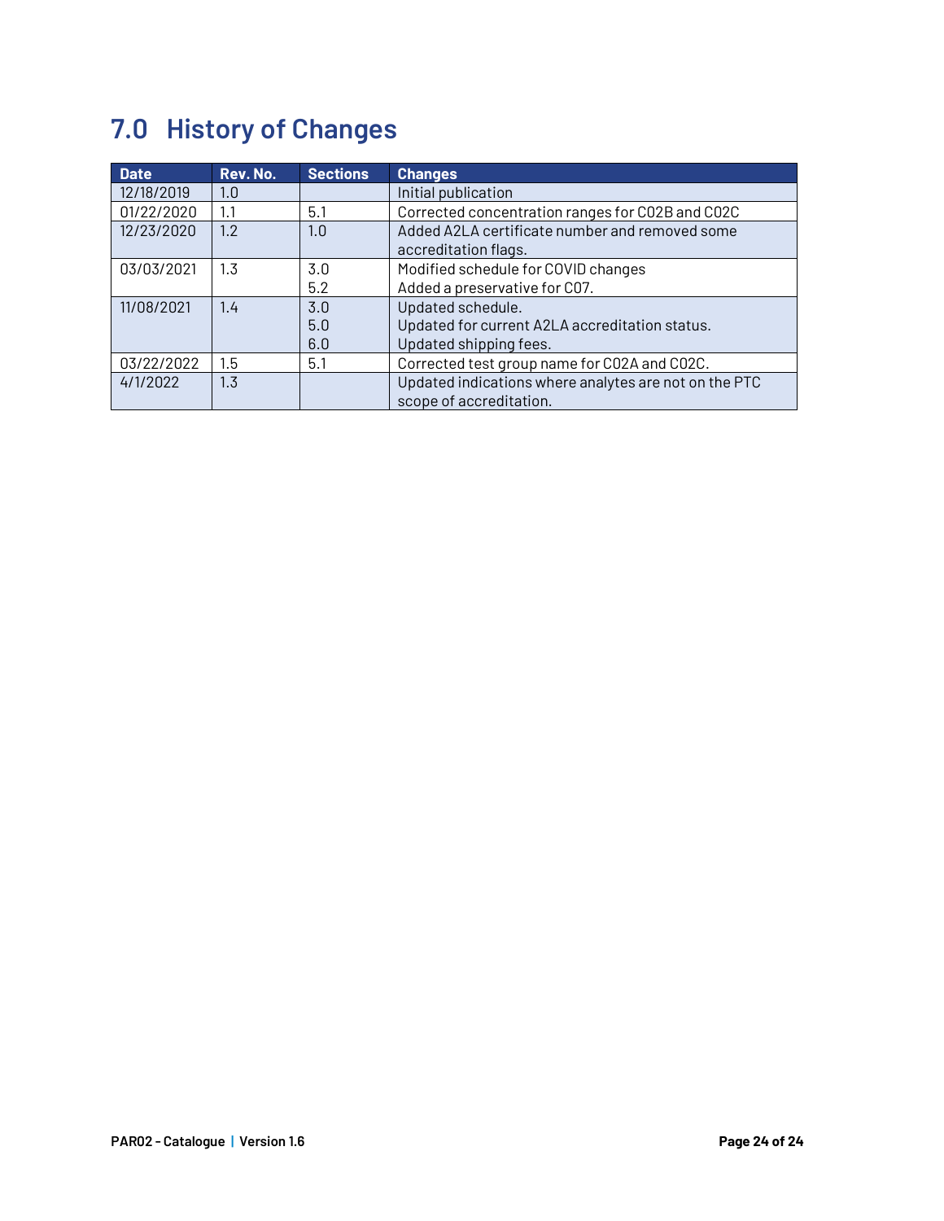# 7.0 History of Changes

| Date | Rev. No. | Sections | Changes |
|---|---|---|---|
| 12/18/2019 | 1.0 | | Initial publication |
| 01/22/2020 | 1.1 | 5.1 | Corrected concentration ranges for C02B and C02C |
| 12/23/2020 | 1.2 | 1.0 | Added A2LA certificate number and removed some accreditation flags. |
| 03/03/2021 | 1.3 | 3.0<br>5.2 | Modified schedule for COVID changes<br>Added a preservative for C07. |
| 11/08/2021 | 1.4 | 3.0<br>5.0<br>6.0 | Updated schedule.<br>Updated for current A2LA accreditation status.<br>Updated shipping fees. |
| 03/22/2022 | 1.5 | 5.1 | Corrected test group name for C02A and C02C. |
| 4/1/2022 | 1.3 | | Updated indications where analytes are not on the PTC scope of accreditation. |